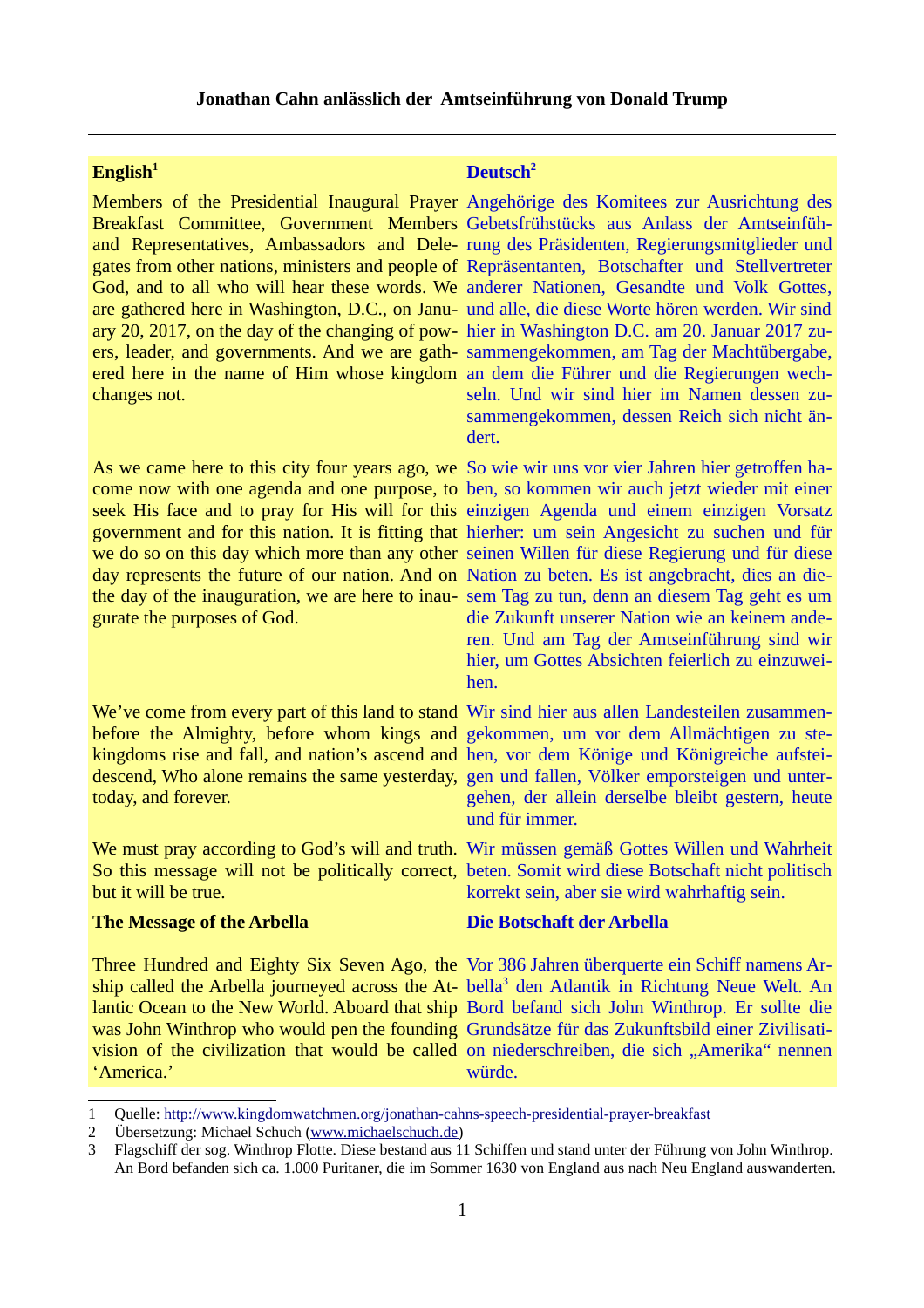# Jonathan Cahn anlässlich der Amtseinführung von Donald Trump

| English[1] | Deutsch[2] |
|---|---|
| Members of the Presidential Inaugural Prayer Breakfast Committee, Government Members and Representatives, Ambassadors and Delegates from other nations, ministers and people of God, and to all who will hear these words. We are gathered here in Washington, D.C., on January 20, 2017, on the day of the changing of powers, leader, and governments. And we are gathered here in the name of Him whose kingdom changes not. | Angehörige des Komitees zur Ausrichtung des Gebetsfrühstücks aus Anlass der Amtseinführung des Präsidenten, Regierungsmitglieder und Repräsentanten, Botschafter und Stellvertreter anderer Nationen, Gesandte und Volk Gottes, und alle, die diese Worte hören werden. Wir sind hier in Washington D.C. am 20. Januar 2017 zusammengekommen, am Tag der Machtübergabe, an dem die Führer und die Regierungen wechseln. Und wir sind hier im Namen dessen zusammengekommen, dessen Reich sich nicht ändert. |
| As we came here to this city four years ago, we come now with one agenda and one purpose, to seek His face and to pray for His will for this government and for this nation. It is fitting that we do so on this day which more than any other day represents the future of our nation. And on the day of the inauguration, we are here to inaugurate the purposes of God. | So wie wir uns vor vier Jahren hier getroffen haben, so kommen wir auch jetzt wieder mit einer einzigen Agenda und einem einzigen Vorsatz hierher: um sein Angesicht zu suchen und für seinen Willen für diese Regierung und für diese Nation zu beten. Es ist angebracht, dies an diesem Tag zu tun, denn an diesem Tag geht es um die Zukunft unserer Nation wie an keinem anderen. Und am Tag der Amtseinführung sind wir hier, um Gottes Absichten feierlich zu einzuweihen. |
| We've come from every part of this land to stand before the Almighty, before whom kings and kingdoms rise and fall, and nation's ascend and descend, Who alone remains the same yesterday, today, and forever. | Wir sind hier aus allen Landesteilen zusammengekommen, um vor dem Allmächtigen zu stehen, vor dem Könige und Königreiche aufsteigen und fallen, Völker emporsteigen und untergehen, der allein derselbe bleibt gestern, heute und für immer. |
| We must pray according to God's will and truth. So this message will not be politically correct, but it will be true. | Wir müssen gemäß Gottes Willen und Wahrheit beten. Somit wird diese Botschaft nicht politisch korrekt sein, aber sie wird wahrhaftig sein. |
| **The Message of the Arbella** | **Die Botschaft der Arbella** |
| Three Hundred and Eighty Six Seven Ago, the ship called the Arbella journeyed across the Atlantic Ocean to the New World. Aboard that ship was John Winthrop who would pen the founding vision of the civilization that would be called 'America.' | Vor 386 Jahren überquerte ein Schiff namens Arbella[3] den Atlantik in Richtung Neue Welt. An Bord befand sich John Winthrop. Er sollte die Grundsätze für das Zukunftsbild einer Zivilisation niederschreiben, die sich „Amerika" nennen würde. |

1 Quelle: http://www.kingdomwatchmen.org/jonathan-cahns-speech-presidential-prayer-breakfast

2 Übersetzung: Michael Schuch (www.michaelschuch.de)

3 Flagschiff der sog. Winthrop Flotte. Diese bestand aus 11 Schiffen und stand unter der Führung von John Winthrop. An Bord befanden sich ca. 1.000 Puritaner, die im Sommer 1630 von England aus nach Neu England auswanderten.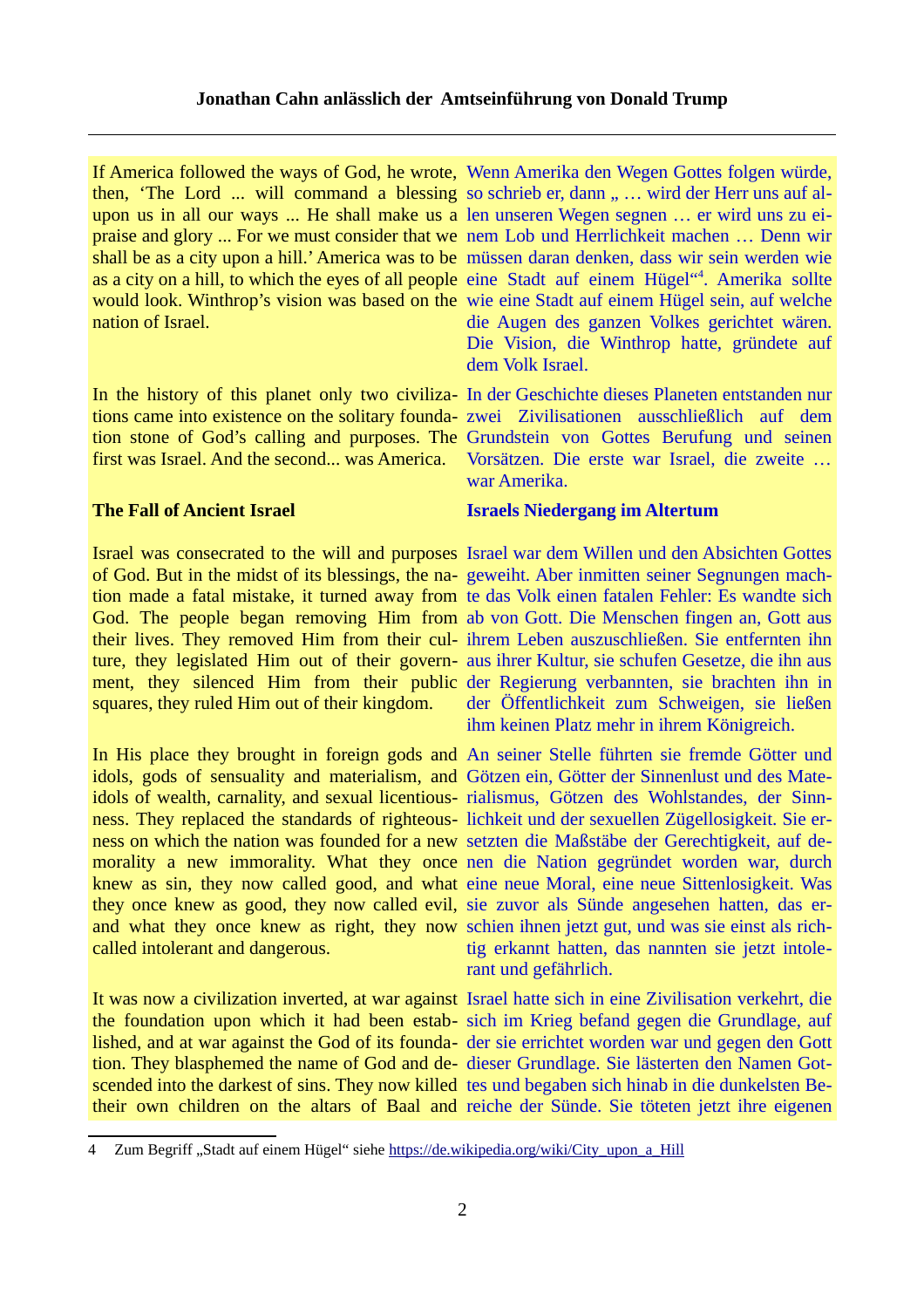If America followed the ways of God, he wrote, then, 'The Lord ... will command a blessing upon us in all our ways ... He shall make us a praise and glory ... For we must consider that we shall be as a city upon a hill.' America was to be as a city on a hill, to which the eyes of all people would look. Winthrop's vision was based on the nation of Israel.

Wenn Amerika den Wegen Gottes folgen würde, so schrieb er, dann „ … wird der Herr uns auf allen unseren Wegen segnen … er wird uns zu einem Lob und Herrlichkeit machen … Denn wir müssen daran denken, dass wir sein werden wie eine Stadt auf einem Hügel“[4]. Amerika sollte wie eine Stadt auf einem Hügel sein, auf welche die Augen des ganzen Volkes gerichtet wären. Die Vision, die Winthrop hatte, gründete auf dem Volk Israel.

In the history of this planet only two civilizations came into existence on the solitary foundation stone of God's calling and purposes. The first was Israel. And the second... was America.

In der Geschichte dieses Planeten entstanden nur zwei Zivilisationen ausschließlich auf dem Grundstein von Gottes Berufung und seinen Vorsätzen. Die erste war Israel, die zweite … war Amerika.

**The Fall of Ancient Israel**

**Israels Niedergang im Altertum**

Israel was consecrated to the will and purposes of God. But in the midst of its blessings, the nation made a fatal mistake, it turned away from God. The people began removing Him from their lives. They removed Him from their culture, they legislated Him out of their government, they silenced Him from their public squares, they ruled Him out of their kingdom.

Israel war dem Willen und den Absichten Gottes geweiht. Aber inmitten seiner Segnungen machte das Volk einen fatalen Fehler: Es wandte sich ab von Gott. Die Menschen fingen an, Gott aus ihrem Leben auszuschließen. Sie entfernten ihn aus ihrer Kultur, sie schufen Gesetze, die ihn aus der Regierung verbannten, sie brachten ihn in der Öffentlichkeit zum Schweigen, sie ließen ihm keinen Platz mehr in ihrem Königreich.

In His place they brought in foreign gods and idols, gods of sensuality and materialism, and idols of wealth, carnality, and sexual licentiousness. They replaced the standards of righteousness on which the nation was founded for a new morality a new immorality. What they once knew as sin, they now called good, and what they once knew as good, they now called evil, and what they once knew as right, they now called intolerant and dangerous.

An seiner Stelle führten sie fremde Götter und Götzen ein, Götter der Sinnenlust und des Materialismus, Götzen des Wohlstandes, der Sinnlichkeit und der sexuellen Zügellosigkeit. Sie ersetzten die Maßstäbe der Gerechtigkeit, auf denen die Nation gegründet worden war, durch eine neue Moral, eine neue Sittenlosigkeit. Was sie zuvor als Sünde angesehen hatten, das erschien ihnen jetzt gut, und was sie einst als richtig erkannt hatten, das nannten sie jetzt intolerant und gefährlich.

It was now a civilization inverted, at war against the foundation upon which it had been established, and at war against the God of its foundation. They blasphemed the name of God and descended into the darkest of sins. They now killed their own children on the altars of Baal and

Israel hatte sich in eine Zivilisation verkehrt, die sich im Krieg befand gegen die Grundlage, auf der sie errichtet worden war und gegen den Gott dieser Grundlage. Sie lästerten den Namen Gottes und begaben sich hinab in die dunkelsten Bereiche der Sünde. Sie töteten jetzt ihre eigenen

---

4 Zum Begriff „Stadt auf einem Hügel“ siehe https://de.wikipedia.org/wiki/City_upon_a_Hill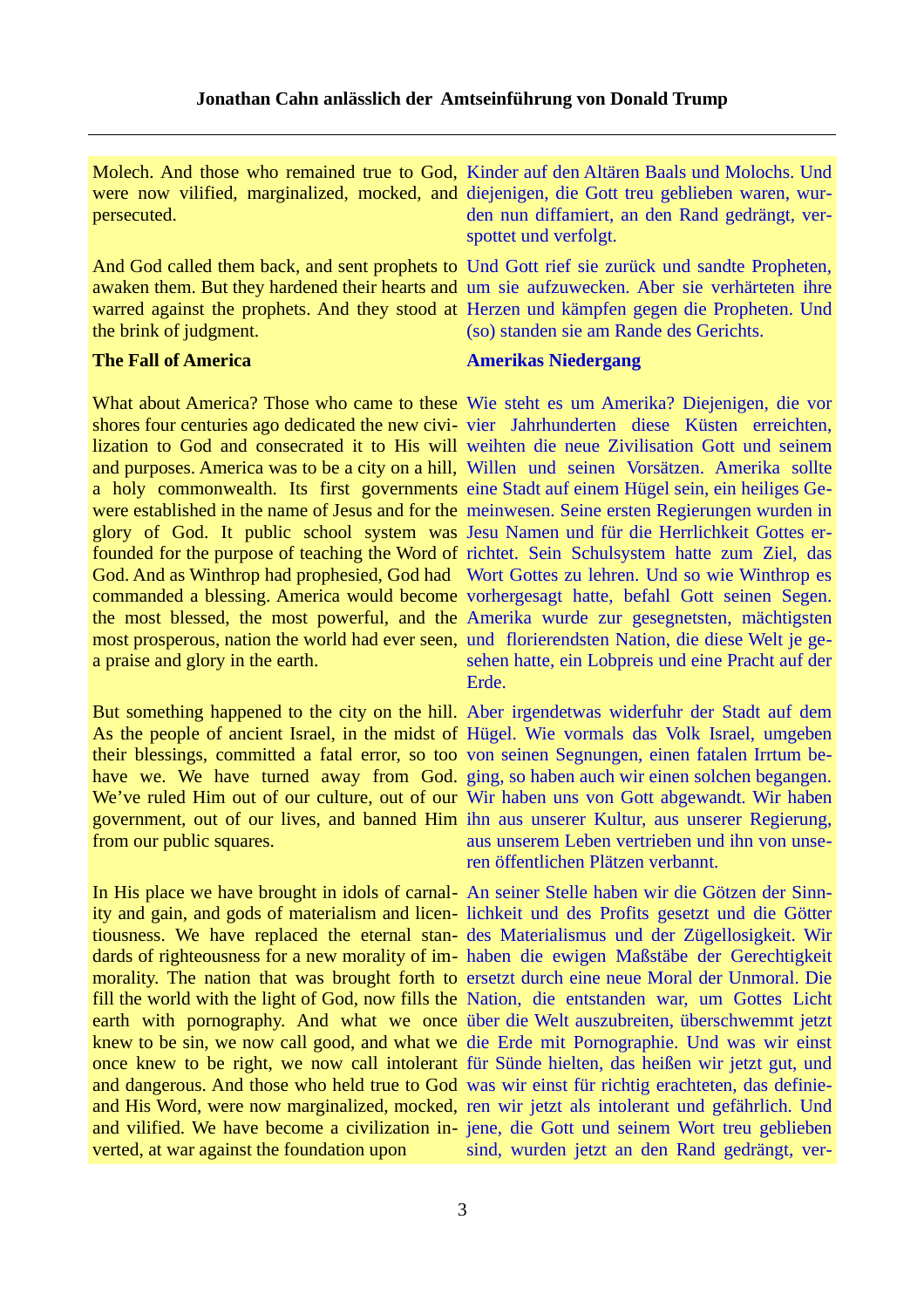Molech. And those who remained true to God, were now vilified, marginalized, mocked, and persecuted.

Kinder auf den Altären Baals und Molochs. Und diejenigen, die Gott treu geblieben waren, wurden nun diffamiert, an den Rand gedrängt, verspottet und verfolgt.

And God called them back, and sent prophets to awaken them. But they hardened their hearts and warred against the prophets. And they stood at the brink of judgment.

Und Gott rief sie zurück und sandte Propheten, um sie aufzuwecken. Aber sie verhärteten ihre Herzen und kämpfen gegen die Propheten. Und (so) standen sie am Rande des Gerichts.

**The Fall of America**

**Amerikas Niedergang**

What about America? Those who came to these shores four centuries ago dedicated the new civilization to God and consecrated it to His will and purposes. America was to be a city on a hill, a holy commonwealth. Its first governments were established in the name of Jesus and for the glory of God. It public school system was founded for the purpose of teaching the Word of God. And as Winthrop had prophesied, God had commanded a blessing. America would become the most blessed, the most powerful, and the most prosperous, nation the world had ever seen, a praise and glory in the earth.

Wie steht es um Amerika? Diejenigen, die vor vier Jahrhunderten diese Küsten erreichten, weihten die neue Zivilisation Gott und seinem Willen und seinen Vorsätzen. Amerika sollte eine Stadt auf einem Hügel sein, ein heiliges Gemeinwesen. Seine ersten Regierungen wurden in Jesu Namen und für die Herrlichkeit Gottes errichtet. Sein Schulsystem hatte zum Ziel, das Wort Gottes zu lehren. Und so wie Winthrop es vorhergesagt hatte, befahl Gott seinen Segen. Amerika wurde zur gesegnetsten, mächtigsten und florierendsten Nation, die diese Welt je gesehen hatte, ein Lobpreis und eine Pracht auf der Erde.

But something happened to the city on the hill. As the people of ancient Israel, in the midst of their blessings, committed a fatal error, so too have we. We have turned away from God. We've ruled Him out of our culture, out of our government, out of our lives, and banned Him from our public squares.

Aber irgendetwas widerfuhr der Stadt auf dem Hügel. Wie vormals das Volk Israel, umgeben von seinen Segnungen, einen fatalen Irrtum beging, so haben auch wir einen solchen begangen. Wir haben uns von Gott abgewandt. Wir haben ihn aus unserer Kultur, aus unserer Regierung, aus unserem Leben vertrieben und ihn von unseren öffentlichen Plätzen verbannt.

In His place we have brought in idols of carnality and gain, and gods of materialism and licentiousness. We have replaced the eternal standards of righteousness for a new morality of immorality. The nation that was brought forth to fill the world with the light of God, now fills the earth with pornography. And what we once knew to be sin, we now call good, and what we once knew to be right, we now call intolerant and dangerous. And those who held true to God and His Word, were now marginalized, mocked, and vilified. We have become a civilization inverted, at war against the foundation upon

An seiner Stelle haben wir die Götzen der Sinnlichkeit und des Profits gesetzt und die Götter des Materialismus und der Zügellosigkeit. Wir haben die ewigen Maßstäbe der Gerechtigkeit ersetzt durch eine neue Moral der Unmoral. Die Nation, die entstanden war, um Gottes Licht über die Welt auszubreiten, überschwemmt jetzt die Erde mit Pornographie. Und was wir einst für Sünde hielten, das heißen wir jetzt gut, und was wir einst für richtig erachteten, das definieren wir jetzt als intolerant und gefährlich. Und jene, die Gott und seinem Wort treu geblieben sind, wurden jetzt an den Rand gedrängt, ver-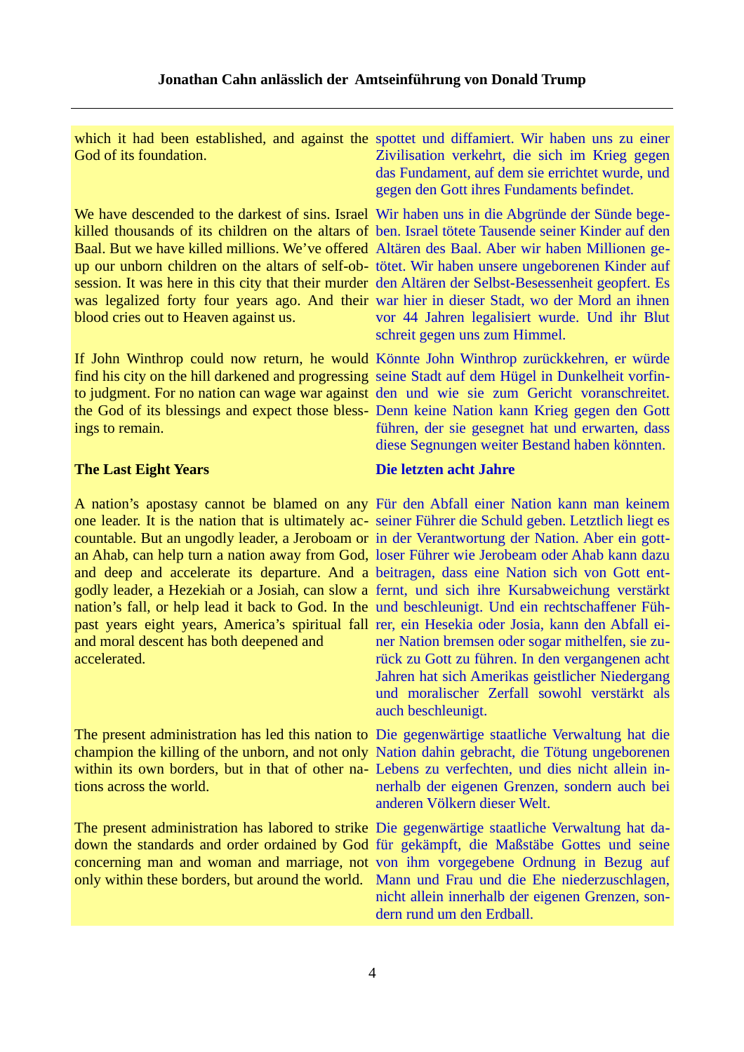| | |
|---|---|
| which it had been established, and against the God of its foundation. | spottet und diffamiert. Wir haben uns zu einer Zivilisation verkehrt, die sich im Krieg gegen das Fundament, auf dem sie errichtet wurde, und gegen den Gott ihres Fundaments befindet. |
| We have descended to the darkest of sins. Israel killed thousands of its children on the altars of Baal. But we have killed millions. We've offered up our unborn children on the altars of self-obsession. It was here in this city that their murder was legalized forty four years ago. And their blood cries out to Heaven against us. | Wir haben uns in die Abgründe der Sünde begeben. Israel tötete Tausende seiner Kinder auf den Altären des Baal. Aber wir haben Millionen getötet. Wir haben unsere ungeborenen Kinder auf den Altären der Selbst-Besessenheit geopfert. Es war hier in dieser Stadt, wo der Mord an ihnen vor 44 Jahren legalisiert wurde. Und ihr Blut schreit gegen uns zum Himmel. |
| If John Winthrop could now return, he would find his city on the hill darkened and progressing to judgment. For no nation can wage war against the God of its blessings and expect those blessings to remain. | Könnte John Winthrop zurückkehren, er würde seine Stadt auf dem Hügel in Dunkelheit vorfinden und wie sie zum Gericht voranschreitet. Denn keine Nation kann Krieg gegen den Gott führen, der sie gesegnet hat und erwarten, dass diese Segnungen weiter Bestand haben könnten. |
| **The Last Eight Years** | **Die letzten acht Jahre** |
| A nation's apostasy cannot be blamed on any one leader. It is the nation that is ultimately accountable. But an ungodly leader, a Jeroboam or an Ahab, can help turn a nation away from God, and deep and accelerate its departure. And a godly leader, a Hezekiah or a Josiah, can slow a nation's fall, or help lead it back to God. In the past years eight years, America's spiritual fall and moral descent has both deepened and accelerated. | Für den Abfall einer Nation kann man keinem seiner Führer die Schuld geben. Letztlich liegt es in der Verantwortung der Nation. Aber ein gottloser Führer wie Jerobeam oder Ahab kann dazu beitragen, dass eine Nation sich von Gott entfernt, und sich ihre Kursabweichung verstärkt und beschleunigt. Und ein rechtschaffener Führer, ein Hesekia oder Josia, kann den Abfall einer Nation bremsen oder sogar mithelfen, sie zurück zu Gott zu führen. In den vergangenen acht Jahren hat sich Amerikas geistlicher Niedergang und moralischer Zerfall sowohl verstärkt als auch beschleunigt. |
| The present administration has led this nation to champion the killing of the unborn, and not only within its own borders, but in that of other nations across the world. | Die gegenwärtige staatliche Verwaltung hat die Nation dahin gebracht, die Tötung ungeborenen Lebens zu verfechten, und dies nicht allein innerhalb der eigenen Grenzen, sondern auch bei anderen Völkern dieser Welt. |
| The present administration has labored to strike down the standards and order ordained by God concerning man and woman and marriage, not only within these borders, but around the world. | Die gegenwärtige staatliche Verwaltung hat dafür gekämpft, die Maßstäbe Gottes und seine von ihm vorgegebene Ordnung in Bezug auf Mann und Frau und die Ehe niederzuschlagen, nicht allein innerhalb der eigenen Grenzen, sondern rund um den Erdball. |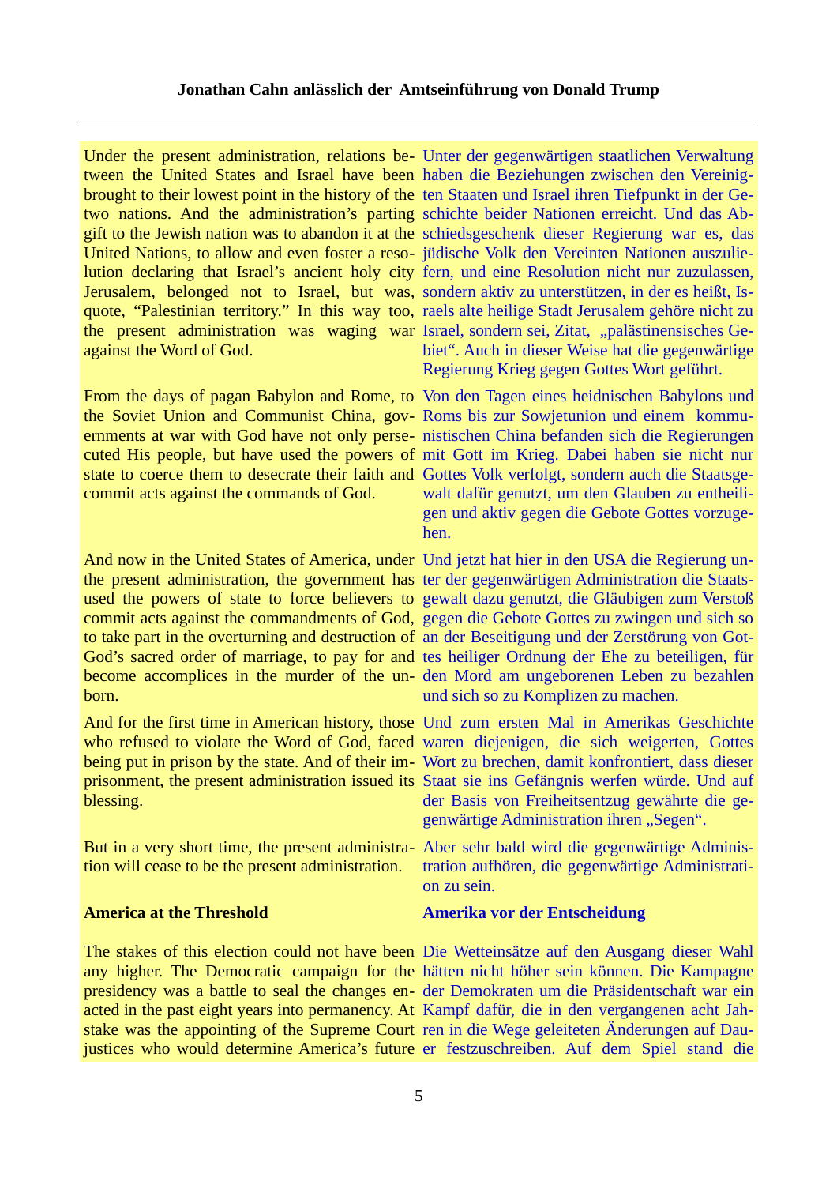Under the present administration, relations between the United States and Israel have been brought to their lowest point in the history of the two nations. And the administration's parting gift to the Jewish nation was to abandon it at the United Nations, to allow and even foster a resolution declaring that Israel's ancient holy city Jerusalem, belonged not to Israel, but was, quote, "Palestinian territory." In this way too, the present administration was waging war against the Word of God.

Unter der gegenwärtigen staatlichen Verwaltung haben die Beziehungen zwischen den Vereinigten Staaten und Israel ihren Tiefpunkt in der Geschichte beider Nationen erreicht. Und das Abschiedsgeschenk dieser Regierung war es, das jüdische Volk den Vereinten Nationen auszuliefern, und eine Resolution nicht nur zuzulassen, sondern aktiv zu unterstützen, in der es heißt, Israels alte heilige Stadt Jerusalem gehöre nicht zu Israel, sondern sei, Zitat, „palästinensisches Gebiet". Auch in dieser Weise hat die gegenwärtige Regierung Krieg gegen Gottes Wort geführt.

From the days of pagan Babylon and Rome, to the Soviet Union and Communist China, governments at war with God have not only persecuted His people, but have used the powers of state to coerce them to desecrate their faith and commit acts against the commands of God.

Von den Tagen eines heidnischen Babylons und Roms bis zur Sowjetunion und einem kommunistischen China befanden sich die Regierungen mit Gott im Krieg. Dabei haben sie nicht nur Gottes Volk verfolgt, sondern auch die Staatsgewalt dafür genutzt, um den Glauben zu entheiligen und aktiv gegen die Gebote Gottes vorzugehen.

And now in the United States of America, under the present administration, the government has used the powers of state to force believers to commit acts against the commandments of God, to take part in the overturning and destruction of God's sacred order of marriage, to pay for and become accomplices in the murder of the unborn.

Und jetzt hat hier in den USA die Regierung unter der gegenwärtigen Administration die Staatsgewalt dazu genutzt, die Gläubigen zum Verstoß gegen die Gebote Gottes zu zwingen und sich so an der Beseitigung und der Zerstörung von Gottes heiliger Ordnung der Ehe zu beteiligen, für den Mord am ungeborenen Leben zu bezahlen und sich so zu Komplizen zu machen.

And for the first time in American history, those who refused to violate the Word of God, faced being put in prison by the state. And of their imprisonment, the present administration issued its blessing.

Und zum ersten Mal in Amerikas Geschichte waren diejenigen, die sich weigerten, Gottes Wort zu brechen, damit konfrontiert, dass dieser Staat sie ins Gefängnis werfen würde. Und auf der Basis von Freiheitsentzug gewährte die gegenwärtige Administration ihren „Segen".

But in a very short time, the present administration will cease to be the present administration.

Aber sehr bald wird die gegenwärtige Administration aufhören, die gegenwärtige Administration zu sein.

**America at the Threshold**

**Amerika vor der Entscheidung**

The stakes of this election could not have been any higher. The Democratic campaign for the presidency was a battle to seal the changes enacted in the past eight years into permanency. At stake was the appointing of the Supreme Court justices who would determine America's future

Die Wetteinsätze auf den Ausgang dieser Wahl hätten nicht höher sein können. Die Kampagne der Demokraten um die Präsidentschaft war ein Kampf dafür, die in den vergangenen acht Jahren in die Wege geleiteten Änderungen auf Dauer festzuschreiben. Auf dem Spiel stand die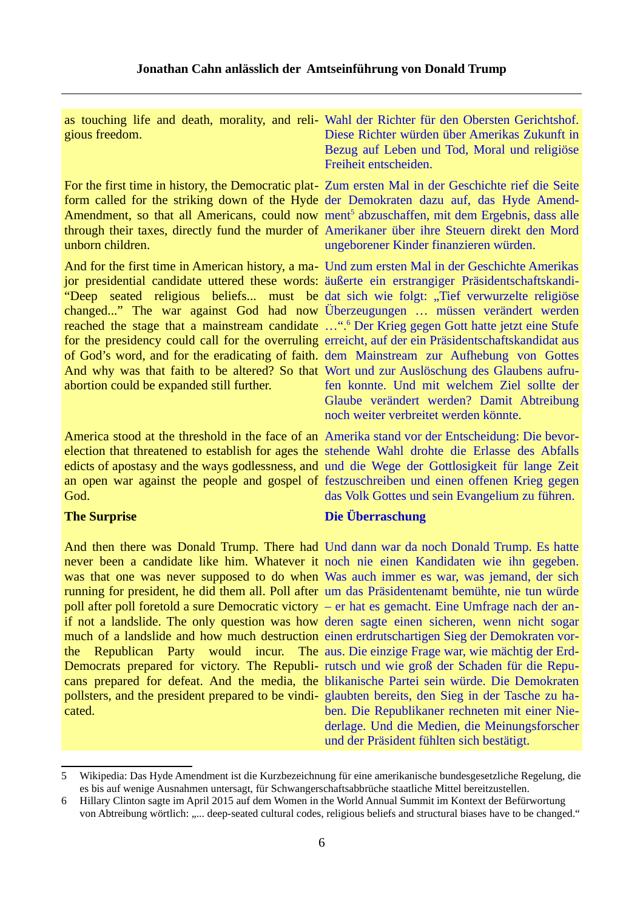as touching life and death, morality, and religious freedom.

Wahl der Richter für den Obersten Gerichtshof. Diese Richter würden über Amerikas Zukunft in Bezug auf Leben und Tod, Moral und religiöse Freiheit entscheiden.

For the first time in history, the Democratic platform called for the striking down of the Hyde Amendment, so that all Americans, could now through their taxes, directly fund the murder of unborn children.

Zum ersten Mal in der Geschichte rief die Seite der Demokraten dazu auf, das Hyde Amendment[5] abzuschaffen, mit dem Ergebnis, dass alle Amerikaner über ihre Steuern direkt den Mord ungeborener Kinder finanzieren würden.

And for the first time in American history, a major presidential candidate uttered these words: "Deep seated religious beliefs... must be changed..." The war against God had now reached the stage that a mainstream candidate for the presidency could call for the overruling of God's word, and for the eradicating of faith. And why was that faith to be altered? So that abortion could be expanded still further.

Und zum ersten Mal in der Geschichte Amerikas äußerte ein erstrangiger Präsidentschaftskandidat sich wie folgt: „Tief verwurzelte religiöse Überzeugungen … müssen verändert werden …".[6] Der Krieg gegen Gott hatte jetzt eine Stufe erreicht, auf der ein Präsidentschaftskandidat aus dem Mainstream zur Aufhebung von Gottes Wort und zur Auslöschung des Glaubens aufrufen konnte. Und mit welchem Ziel sollte der Glaube verändert werden? Damit Abtreibung noch weiter verbreitet werden könnte.

America stood at the threshold in the face of an election that threatened to establish for ages the edicts of apostasy and the ways godlessness, and an open war against the people and gospel of God.

Amerika stand vor der Entscheidung: Die bevorstehende Wahl drohte die Erlasse des Abfalls und die Wege der Gottlosigkeit für lange Zeit festzuschreiben und einen offenen Krieg gegen das Volk Gottes und sein Evangelium zu führen.

**The Surprise**

**Die Überraschung**

And then there was Donald Trump. There had never been a candidate like him. Whatever it was that one was never supposed to do when running for president, he did them all. Poll after poll after poll foretold a sure Democratic victory if not a landslide. The only question was how much of a landslide and how much destruction the Republican Party would incur. The Democrats prepared for victory. The Republicans prepared for defeat. And the media, the pollsters, and the president prepared to be vindicated.

Und dann war da noch Donald Trump. Es hatte noch nie einen Kandidaten wie ihn gegeben. Was auch immer es war, was jemand, der sich um das Präsidentenamt bemühte, nie tun würde – er hat es gemacht. Eine Umfrage nach der anderen sagte einen sicheren, wenn nicht sogar einen erdrutschartigen Sieg der Demokraten voraus. Die einzige Frage war, wie mächtig der Erdrutsch und wie groß der Schaden für die Republikanische Partei sein würde. Die Demokraten glaubten bereits, den Sieg in der Tasche zu haben. Die Republikaner rechneten mit einer Niederlage. Und die Medien, die Meinungsforscher und der Präsident fühlten sich bestätigt.

---

5 Wikipedia: Das Hyde Amendment ist die Kurzbezeichnung für eine amerikanische bundesgesetzliche Regelung, die es bis auf wenige Ausnahmen untersagt, für Schwangerschaftsabbrüche staatliche Mittel bereitzustellen.

6 Hillary Clinton sagte im April 2015 auf dem Women in the World Annual Summit im Kontext der Befürwortung von Abtreibung wörtlich: „... deep-seated cultural codes, religious beliefs and structural biases have to be changed."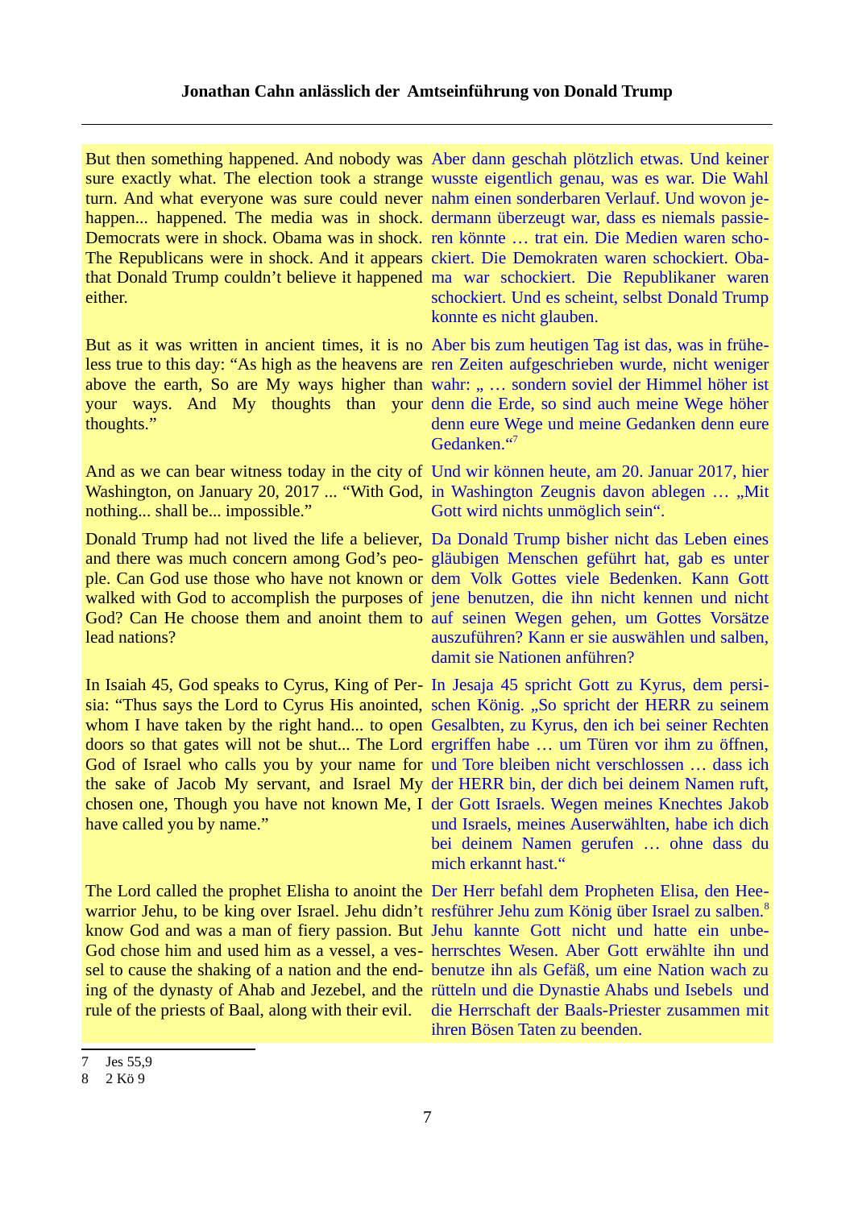But then something happened. And nobody was sure exactly what. The election took a strange turn. And what everyone was sure could never happen... happened. The media was in shock. Democrats were in shock. Obama was in shock. The Republicans were in shock. And it appears that Donald Trump couldn't believe it happened either.

Aber dann geschah plötzlich etwas. Und keiner wusste eigentlich genau, was es war. Die Wahl nahm einen sonderbaren Verlauf. Und wovon jedermann überzeugt war, dass es niemals passieren könnte … trat ein. Die Medien waren schockiert. Die Demokraten waren schockiert. Obama war schockiert. Die Republikaner waren schockiert. Und es scheint, selbst Donald Trump konnte es nicht glauben.

But as it was written in ancient times, it is no less true to this day: "As high as the heavens are above the earth, So are My ways higher than your ways. And My thoughts than your thoughts."

Aber bis zum heutigen Tag ist das, was in früheren Zeiten aufgeschrieben wurde, nicht weniger wahr: „ … sondern soviel der Himmel höher ist denn die Erde, so sind auch meine Wege höher denn eure Wege und meine Gedanken denn eure Gedanken."[7]

And as we can bear witness today in the city of Washington, on January 20, 2017 ... "With God, nothing... shall be... impossible."

Und wir können heute, am 20. Januar 2017, hier in Washington Zeugnis davon ablegen … „Mit Gott wird nichts unmöglich sein".

Donald Trump had not lived the life a believer, and there was much concern among God's people. Can God use those who have not known or walked with God to accomplish the purposes of God? Can He choose them and anoint them to lead nations?

Da Donald Trump bisher nicht das Leben eines gläubigen Menschen geführt hat, gab es unter dem Volk Gottes viele Bedenken. Kann Gott jene benutzen, die ihn nicht kennen und nicht auf seinen Wegen gehen, um Gottes Vorsätze auszuführen? Kann er sie auswählen und salben, damit sie Nationen anführen?

In Isaiah 45, God speaks to Cyrus, King of Persia: "Thus says the Lord to Cyrus His anointed, whom I have taken by the right hand... to open doors so that gates will not be shut... The Lord God of Israel who calls you by your name for the sake of Jacob My servant, and Israel My chosen one, Though you have not known Me, I have called you by name."

In Jesaja 45 spricht Gott zu Kyrus, dem persischen König. „So spricht der HERR zu seinem Gesalbten, zu Kyrus, den ich bei seiner Rechten ergriffen habe … um Türen vor ihm zu öffnen, und Tore bleiben nicht verschlossen … dass ich der HERR bin, der dich bei deinem Namen ruft, der Gott Israels. Wegen meines Knechtes Jakob und Israels, meines Auserwählten, habe ich dich bei deinem Namen gerufen … ohne dass du mich erkannt hast."

The Lord called the prophet Elisha to anoint the warrior Jehu, to be king over Israel. Jehu didn't know God and was a man of fiery passion. But God chose him and used him as a vessel, a vessel to cause the shaking of a nation and the ending of the dynasty of Ahab and Jezebel, and the rule of the priests of Baal, along with their evil.

Der Herr befahl dem Propheten Elisa, den Heeresführer Jehu zum König über Israel zu salben.[8] Jehu kannte Gott nicht und hatte ein unbeherrschtes Wesen. Aber Gott erwählte ihn und benutze ihn als Gefäß, um eine Nation wach zu rütteln und die Dynastie Ahabs und Isebels und die Herrschaft der Baals-Priester zusammen mit ihren Bösen Taten zu beenden.

---

7 Jes 55,9

8 2 Kö 9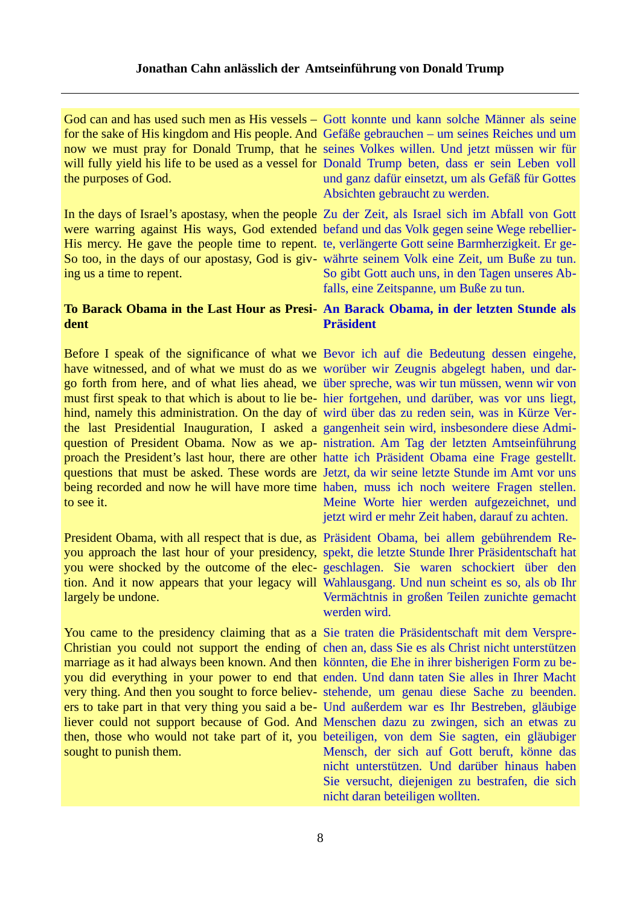God can and has used such men as His vessels – for the sake of His kingdom and His people. And now we must pray for Donald Trump, that he will fully yield his life to be used as a vessel for the purposes of God.

Gott konnte und kann solche Männer als seine Gefäße gebrauchen – um seines Reiches und um seines Volkes willen. Und jetzt müssen wir für Donald Trump beten, dass er sein Leben voll und ganz dafür einsetzt, um als Gefäß für Gottes Absichten gebraucht zu werden.

In the days of Israel's apostasy, when the people were warring against His ways, God extended His mercy. He gave the people time to repent. So too, in the days of our apostasy, God is giving us a time to repent.

Zu der Zeit, als Israel sich im Abfall von Gott befand und das Volk gegen seine Wege rebellierte, verlängerte Gott seine Barmherzigkeit. Er gewährte seinem Volk eine Zeit, um Buße zu tun. So gibt Gott auch uns, in den Tagen unseres Abfalls, eine Zeitspanne, um Buße zu tun.

**To Barack Obama in the Last Hour as President**

**An Barack Obama, in der letzten Stunde als Präsident**

Before I speak of the significance of what we have witnessed, and of what we must do as we go forth from here, and of what lies ahead, we must first speak to that which is about to lie behind, namely this administration. On the day of the last Presidential Inauguration, I asked a question of President Obama. Now as we approach the President's last hour, there are other questions that must be asked. These words are being recorded and now he will have more time to see it.

Bevor ich auf die Bedeutung dessen eingehe, worüber wir Zeugnis abgelegt haben, und darüber spreche, was wir tun müssen, wenn wir von hier fortgehen, und darüber, was vor uns liegt, wird über das zu reden sein, was in Kürze Vergangenheit sein wird, insbesondere diese Administration. Am Tag der letzten Amtseinführung hatte ich Präsident Obama eine Frage gestellt. Jetzt, da wir seine letzte Stunde im Amt vor uns haben, muss ich noch weitere Fragen stellen. Meine Worte hier werden aufgezeichnet, und jetzt wird er mehr Zeit haben, darauf zu achten.

President Obama, with all respect that is due, as you approach the last hour of your presidency, you were shocked by the outcome of the election. And it now appears that your legacy will largely be undone.

Präsident Obama, bei allem gebührendem Respekt, die letzte Stunde Ihrer Präsidentschaft hat geschlagen. Sie waren schockiert über den Wahlausgang. Und nun scheint es so, als ob Ihr Vermächtnis in großen Teilen zunichte gemacht werden wird.

You came to the presidency claiming that as a Christian you could not support the ending of marriage as it had always been known. And then you did everything in your power to end that very thing. And then you sought to force believers to take part in that very thing you said a believer could not support because of God. And then, those who would not take part of it, you sought to punish them.

Sie traten die Präsidentschaft mit dem Versprechen an, dass Sie es als Christ nicht unterstützen könnten, die Ehe in ihrer bisherigen Form zu beenden. Und dann taten Sie alles in Ihrer Macht stehende, um genau diese Sache zu beenden. Und außerdem war es Ihr Bestreben, gläubige Menschen dazu zu zwingen, sich an etwas zu beteiligen, von dem Sie sagten, ein gläubiger Mensch, der sich auf Gott beruft, könne das nicht unterstützen. Und darüber hinaus haben Sie versucht, diejenigen zu bestrafen, die sich nicht daran beteiligen wollten.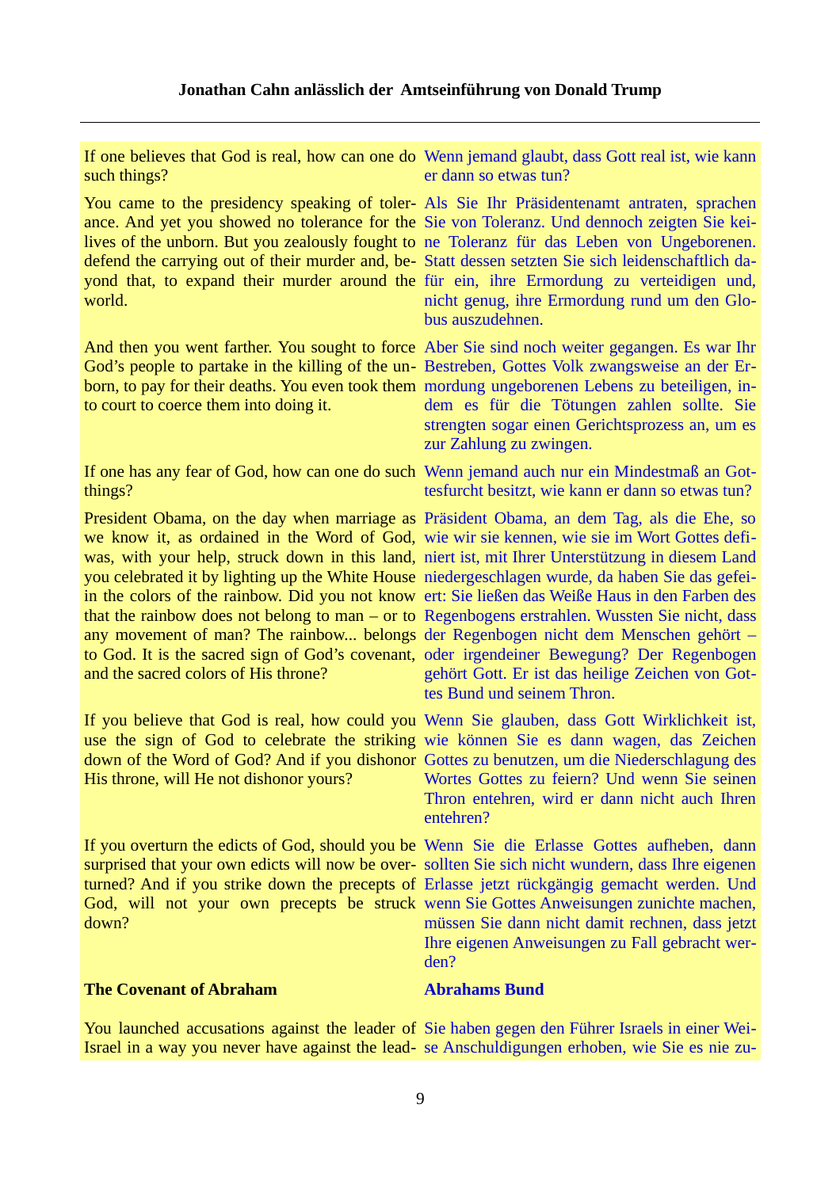| If one believes that God is real, how can one do such things? | Wenn jemand glaubt, dass Gott real ist, wie kann er dann so etwas tun? |
|---|---|
| You came to the presidency speaking of tolerance. And yet you showed no tolerance for the lives of the unborn. But you zealously fought to defend the carrying out of their murder and, beyond that, to expand their murder around the world. | Als Sie Ihr Präsidentenamt antraten, sprachen Sie von Toleranz. Und dennoch zeigten Sie keine Toleranz für das Leben von Ungeborenen. Statt dessen setzten Sie sich leidenschaftlich dafür ein, ihre Ermordung zu verteidigen und, nicht genug, ihre Ermordung rund um den Globus auszudehnen. |
| And then you went farther. You sought to force God's people to partake in the killing of the unborn, to pay for their deaths. You even took them to court to coerce them into doing it. | Aber Sie sind noch weiter gegangen. Es war Ihr Bestreben, Gottes Volk zwangsweise an der Ermordung ungeborenen Lebens zu beteiligen, indem es für die Tötungen zahlen sollte. Sie strengten sogar einen Gerichtsprozess an, um es zur Zahlung zu zwingen. |
| If one has any fear of God, how can one do such things? | Wenn jemand auch nur ein Mindestmaß an Gottesfurcht besitzt, wie kann er dann so etwas tun? |
| President Obama, on the day when marriage as we know it, as ordained in the Word of God, was, with your help, struck down in this land, you celebrated it by lighting up the White House in the colors of the rainbow. Did you not know that the rainbow does not belong to man – or to any movement of man? The rainbow... belongs to God. It is the sacred sign of God's covenant, and the sacred colors of His throne? | Präsident Obama, an dem Tag, als die Ehe, so wie wir sie kennen, wie sie im Wort Gottes definiert ist, mit Ihrer Unterstützung in diesem Land niedergeschlagen wurde, da haben Sie das gefeiert: Sie ließen das Weiße Haus in den Farben des Regenbogens erstrahlen. Wussten Sie nicht, dass der Regenbogen nicht dem Menschen gehört – oder irgendeiner Bewegung? Der Regenbogen gehört Gott. Er ist das heilige Zeichen von Gottes Bund und seinem Thron. |
| If you believe that God is real, how could you use the sign of God to celebrate the striking down of the Word of God? And if you dishonor His throne, will He not dishonor yours? | Wenn Sie glauben, dass Gott Wirklichkeit ist, wie können Sie es dann wagen, das Zeichen Gottes zu benutzen, um die Niederschlagung des Wortes Gottes zu feiern? Und wenn Sie seinen Thron entehren, wird er dann nicht auch Ihren entehren? |
| If you overturn the edicts of God, should you be surprised that your own edicts will now be overturned? And if you strike down the precepts of God, will not your own precepts be struck down? | Wenn Sie die Erlasse Gottes aufheben, dann sollten Sie sich nicht wundern, dass Ihre eigenen Erlasse jetzt rückgängig gemacht werden. Und wenn Sie Gottes Anweisungen zunichte machen, müssen Sie dann nicht damit rechnen, dass jetzt Ihre eigenen Anweisungen zu Fall gebracht werden? |
| **The Covenant of Abraham** | **Abrahams Bund** |
| You launched accusations against the leader of Israel in a way you never have against the lead- | Sie haben gegen den Führer Israels in einer Weise Anschuldigungen erhoben, wie Sie es nie zu- |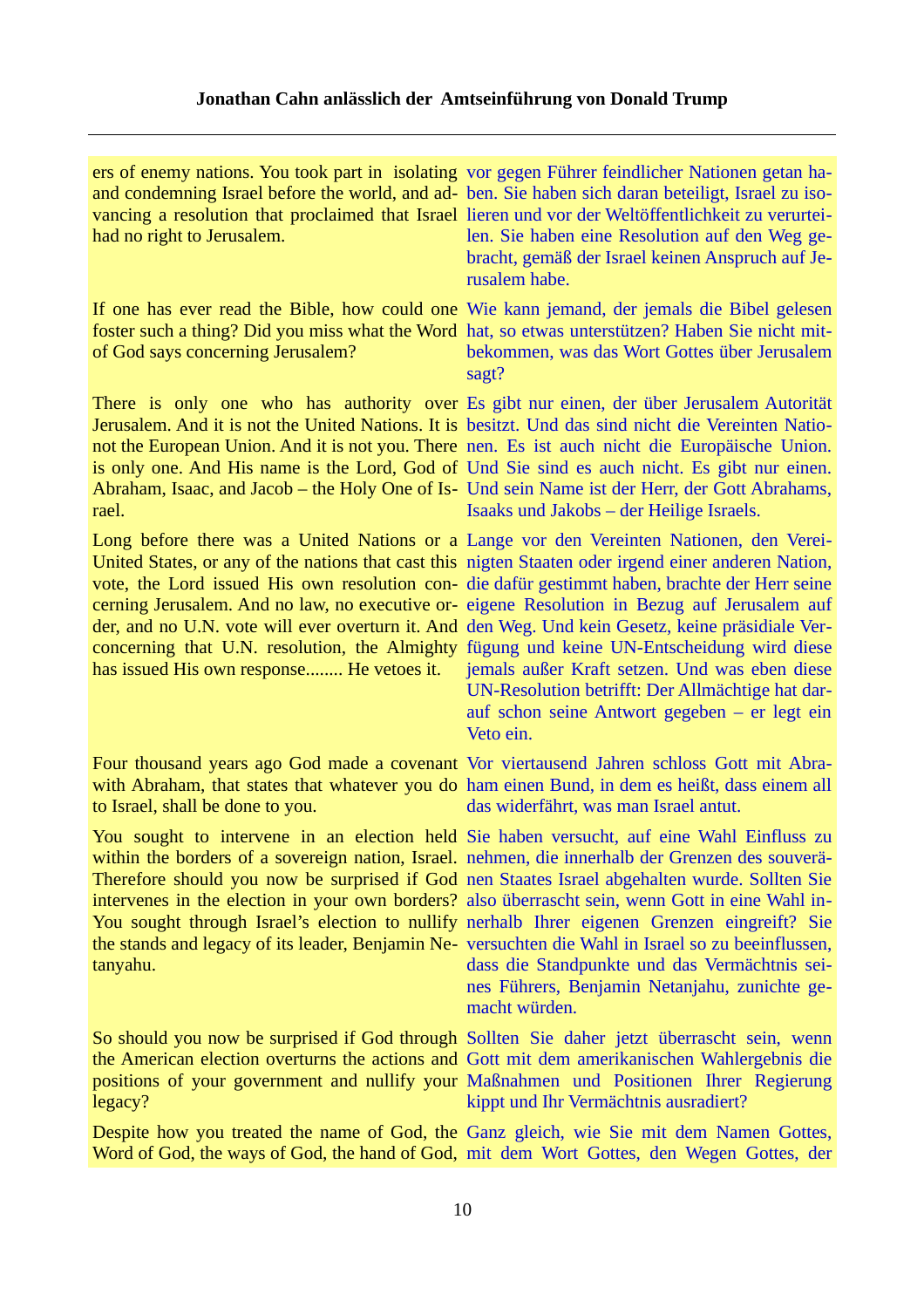| | |
|---|---|
| ers of enemy nations. You took part in isolating and condemning Israel before the world, and advancing a resolution that proclaimed that Israel had no right to Jerusalem. | vor gegen Führer feindlicher Nationen getan haben. Sie haben sich daran beteiligt, Israel zu isolieren und vor der Weltöffentlichkeit zu verurteilen. Sie haben eine Resolution auf den Weg gebracht, gemäß der Israel keinen Anspruch auf Jerusalem habe. |
| If one has ever read the Bible, how could one foster such a thing? Did you miss what the Word of God says concerning Jerusalem? | Wie kann jemand, der jemals die Bibel gelesen hat, so etwas unterstützen? Haben Sie nicht mitbekommen, was das Wort Gottes über Jerusalem sagt? |
| There is only one who has authority over Jerusalem. And it is not the United Nations. It is not the European Union. And it is not you. There is only one. And His name is the Lord, God of Abraham, Isaac, and Jacob – the Holy One of Israel. | Es gibt nur einen, der über Jerusalem Autorität besitzt. Und das sind nicht die Vereinten Nationen. Es ist auch nicht die Europäische Union. Und Sie sind es auch nicht. Es gibt nur einen. Und sein Name ist der Herr, der Gott Abrahams, Isaaks und Jakobs – der Heilige Israels. |
| Long before there was a United Nations or a United States, or any of the nations that cast this vote, the Lord issued His own resolution concerning Jerusalem. And no law, no executive order, and no U.N. vote will ever overturn it. And concerning that U.N. resolution, the Almighty has issued His own response........ He vetoes it. | Lange vor den Vereinten Nationen, den Vereinigten Staaten oder irgend einer anderen Nation, die dafür gestimmt haben, brachte der Herr seine eigene Resolution in Bezug auf Jerusalem auf den Weg. Und kein Gesetz, keine präsidiale Verfügung und keine UN-Entscheidung wird diese jemals außer Kraft setzen. Und was eben diese UN-Resolution betrifft: Der Allmächtige hat darauf schon seine Antwort gegeben – er legt ein Veto ein. |
| Four thousand years ago God made a covenant with Abraham, that states that whatever you do to Israel, shall be done to you. | Vor viertausend Jahren schloss Gott mit Abraham einen Bund, in dem es heißt, dass einem all das widerfährt, was man Israel antut. |
| You sought to intervene in an election held within the borders of a sovereign nation, Israel. Therefore should you now be surprised if God intervenes in the election in your own borders? You sought through Israel's election to nullify the stands and legacy of its leader, Benjamin Netanyahu. | Sie haben versucht, auf eine Wahl Einfluss zu nehmen, die innerhalb der Grenzen des souveränen Staates Israel abgehalten wurde. Sollten Sie also überrascht sein, wenn Gott in eine Wahl innerhalb Ihrer eigenen Grenzen eingreift? Sie versuchten die Wahl in Israel so zu beeinflussen, dass die Standpunkte und das Vermächtnis seines Führers, Benjamin Netanjahu, zunichte gemacht würden. |
| So should you now be surprised if God through the American election overturns the actions and positions of your government and nullify your legacy? | Sollten Sie daher jetzt überrascht sein, wenn Gott mit dem amerikanischen Wahlergebnis die Maßnahmen und Positionen Ihrer Regierung kippt und Ihr Vermächtnis ausradiert? |
| Despite how you treated the name of God, the Word of God, the ways of God, the hand of God, | Ganz gleich, wie Sie mit dem Namen Gottes, mit dem Wort Gottes, den Wegen Gottes, der |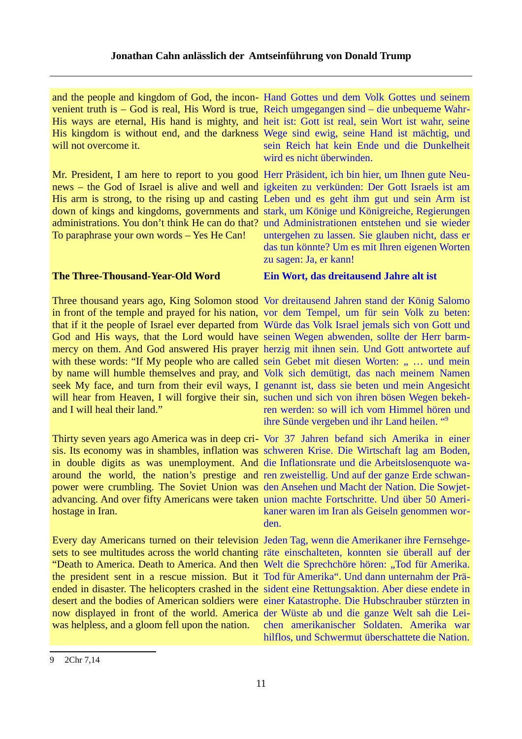and the people and kingdom of God, the inconvenient truth is – God is real, His Word is true, His ways are eternal, His hand is mighty, and His kingdom is without end, and the darkness will not overcome it.

Hand Gottes und dem Volk Gottes und seinem Reich umgegangen sind – die unbequeme Wahrheit ist: Gott ist real, sein Wort ist wahr, seine Wege sind ewig, seine Hand ist mächtig, und sein Reich hat kein Ende und die Dunkelheit wird es nicht überwinden.

Mr. President, I am here to report to you good news – the God of Israel is alive and well and His arm is strong, to the rising up and casting down of kings and kingdoms, governments and administrations. You don't think He can do that? To paraphrase your own words – Yes He Can!

Herr Präsident, ich bin hier, um Ihnen gute Neuigkeiten zu verkünden: Der Gott Israels ist am Leben und es geht ihm gut und sein Arm ist stark, um Könige und Königreiche, Regierungen und Administrationen entstehen und sie wieder untergehen zu lassen. Sie glauben nicht, dass er das tun könnte? Um es mit Ihren eigenen Worten zu sagen: Ja, er kann!

**The Three-Thousand-Year-Old Word**

**Ein Wort, das dreitausend Jahre alt ist**

Three thousand years ago, King Solomon stood in front of the temple and prayed for his nation, that if it the people of Israel ever departed from God and His ways, that the Lord would have mercy on them. And God answered His prayer with these words: "If My people who are called by name will humble themselves and pray, and seek My face, and turn from their evil ways, I will hear from Heaven, I will forgive their sin, and I will heal their land."

Vor dreitausend Jahren stand der König Salomo vor dem Tempel, um für sein Volk zu beten: Würde das Volk Israel jemals sich von Gott und seinen Wegen abwenden, sollte der Herr barmherzig mit ihnen sein. Und Gott antwortete auf sein Gebet mit diesen Worten: „ … und mein Volk sich demütigt, das nach meinem Namen genannt ist, dass sie beten und mein Angesicht suchen und sich von ihren bösen Wegen bekehren werden: so will ich vom Himmel hören und ihre Sünde vergeben und ihr Land heilen. “[9]

Thirty seven years ago America was in deep crisis. Its economy was in shambles, inflation was in double digits as was unemployment. And around the world, the nation's prestige and power were crumbling. The Soviet Union was advancing. And over fifty Americans were taken hostage in Iran.

Vor 37 Jahren befand sich Amerika in einer schweren Krise. Die Wirtschaft lag am Boden, die Inflationsrate und die Arbeitslosenquote waren zweistellig. Und auf der ganze Erde schwanden Ansehen und Macht der Nation. Die Sowjetunion machte Fortschritte. Und über 50 Amerikaner waren im Iran als Geiseln genommen worden.

Every day Americans turned on their television sets to see multitudes across the world chanting "Death to America. Death to America. And then the president sent in a rescue mission. But it ended in disaster. The helicopters crashed in the desert and the bodies of American soldiers were now displayed in front of the world. America was helpless, and a gloom fell upon the nation.

Jeden Tag, wenn die Amerikaner ihre Fernsehgeräte einschalteten, konnten sie überall auf der Welt die Sprechchöre hören: „Tod für Amerika. Tod für Amerika“. Und dann unternahm der Präsident eine Rettungsaktion. Aber diese endete in einer Katastrophe. Die Hubschrauber stürzten in der Wüste ab und die ganze Welt sah die Leichen amerikanischer Soldaten. Amerika war hilflos, und Schwermut überschattete die Nation.

---

9 2Chr 7,14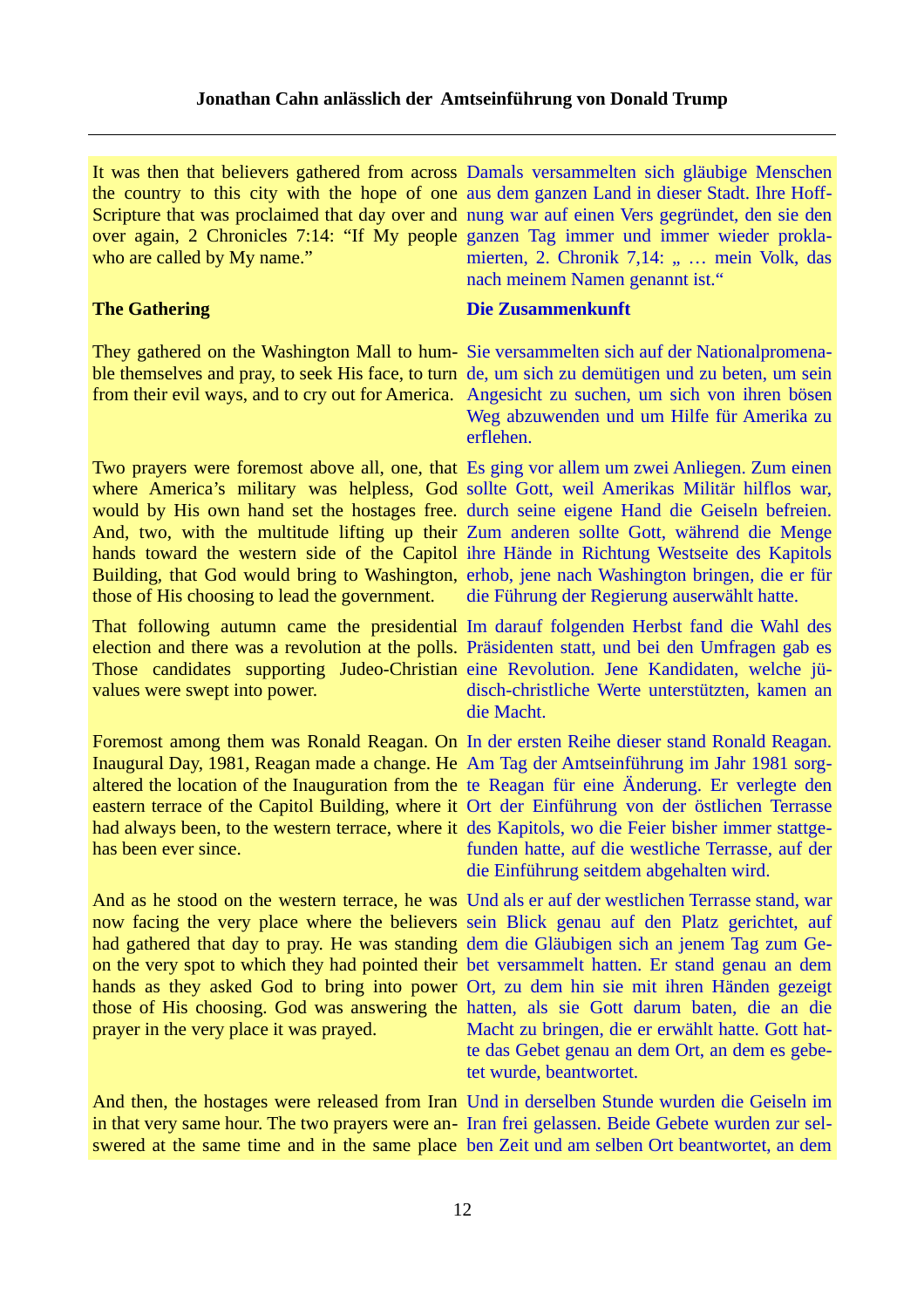It was then that believers gathered from across the country to this city with the hope of one Scripture that was proclaimed that day over and over again, 2 Chronicles 7:14: "If My people who are called by My name."

Damals versammelten sich gläubige Menschen aus dem ganzen Land in dieser Stadt. Ihre Hoffnung war auf einen Vers gegründet, den sie den ganzen Tag immer und immer wieder proklamierten, 2. Chronik 7,14: „ … mein Volk, das nach meinem Namen genannt ist."

**The Gathering**

**Die Zusammenkunft**

They gathered on the Washington Mall to humble themselves and pray, to seek His face, to turn from their evil ways, and to cry out for America.

Sie versammelten sich auf der Nationalpromenade, um sich zu demütigen und zu beten, um sein Angesicht zu suchen, um sich von ihren bösen Weg abzuwenden und um Hilfe für Amerika zu erflehen.

Two prayers were foremost above all, one, that where America's military was helpless, God would by His own hand set the hostages free. And, two, with the multitude lifting up their hands toward the western side of the Capitol Building, that God would bring to Washington, those of His choosing to lead the government.

Es ging vor allem um zwei Anliegen. Zum einen sollte Gott, weil Amerikas Militär hilflos war, durch seine eigene Hand die Geiseln befreien. Zum anderen sollte Gott, während die Menge ihre Hände in Richtung Westseite des Kapitols erhob, jene nach Washington bringen, die er für die Führung der Regierung auserwählt hatte.

That following autumn came the presidential election and there was a revolution at the polls. Those candidates supporting Judeo-Christian values were swept into power.

Im darauf folgenden Herbst fand die Wahl des Präsidenten statt, und bei den Umfragen gab es eine Revolution. Jene Kandidaten, welche jüdisch-christliche Werte unterstützten, kamen an die Macht.

Foremost among them was Ronald Reagan. On Inaugural Day, 1981, Reagan made a change. He altered the location of the Inauguration from the eastern terrace of the Capitol Building, where it had always been, to the western terrace, where it has been ever since.

In der ersten Reihe dieser stand Ronald Reagan. Am Tag der Amtseinführung im Jahr 1981 sorgte Reagan für eine Änderung. Er verlegte den Ort der Einführung von der östlichen Terrasse des Kapitols, wo die Feier bisher immer stattgefunden hatte, auf die westliche Terrasse, auf der die Einführung seitdem abgehalten wird.

And as he stood on the western terrace, he was now facing the very place where the believers had gathered that day to pray. He was standing on the very spot to which they had pointed their hands as they asked God to bring into power those of His choosing. God was answering the prayer in the very place it was prayed.

Und als er auf der westlichen Terrasse stand, war sein Blick genau auf den Platz gerichtet, auf dem die Gläubigen sich an jenem Tag zum Gebet versammelt hatten. Er stand genau an dem Ort, zu dem hin sie mit ihren Händen gezeigt hatten, als sie Gott darum baten, die an die Macht zu bringen, die er erwählt hatte. Gott hatte das Gebet genau an dem Ort, an dem es gebetet wurde, beantwortet.

And then, the hostages were released from Iran in that very same hour. The two prayers were answered at the same time and in the same place

Und in derselben Stunde wurden die Geiseln im Iran frei gelassen. Beide Gebete wurden zur selben Zeit und am selben Ort beantwortet, an dem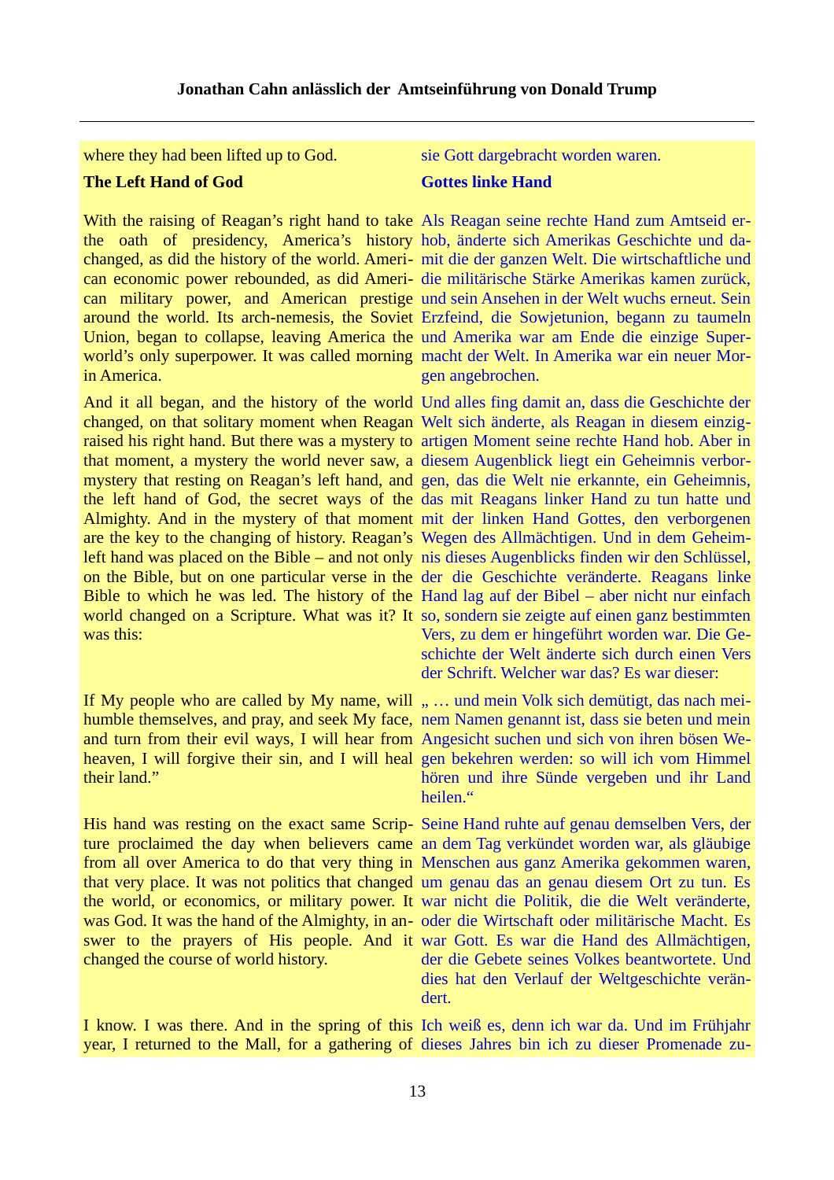where they had been lifted up to God.

sie Gott dargebracht worden waren.

**The Left Hand of God**

**Gottes linke Hand**

With the raising of Reagan's right hand to take the oath of presidency, America's history changed, as did the history of the world. American economic power rebounded, as did American military power, and American prestige around the world. Its arch-nemesis, the Soviet Union, began to collapse, leaving America the world's only superpower. It was called morning in America.

Als Reagan seine rechte Hand zum Amtseid erhob, änderte sich Amerikas Geschichte und damit die der ganzen Welt. Die wirtschaftliche und die militärische Stärke Amerikas kamen zurück, und sein Ansehen in der Welt wuchs erneut. Sein Erzfeind, die Sowjetunion, begann zu taumeln und Amerika war am Ende die einzige Supermacht der Welt. In Amerika war ein neuer Morgen angebrochen.

And it all began, and the history of the world changed, on that solitary moment when Reagan raised his right hand. But there was a mystery to that moment, a mystery the world never saw, a mystery that resting on Reagan's left hand, and the left hand of God, the secret ways of the Almighty. And in the mystery of that moment are the key to the changing of history. Reagan's left hand was placed on the Bible – and not only on the Bible, but on one particular verse in the Bible to which he was led. The history of the world changed on a Scripture. What was it? It was this:

Und alles fing damit an, dass die Geschichte der Welt sich änderte, als Reagan in diesem einzigartigen Moment seine rechte Hand hob. Aber in diesem Augenblick liegt ein Geheimnis verborgen, das die Welt nie erkannte, ein Geheimnis, das mit Reagans linker Hand zu tun hatte und mit der linken Hand Gottes, den verborgenen Wegen des Allmächtigen. Und in dem Geheimnis dieses Augenblicks finden wir den Schlüssel, der die Geschichte veränderte. Reagans linke Hand lag auf der Bibel – aber nicht nur einfach so, sondern sie zeigte auf einen ganz bestimmten Vers, zu dem er hingeführt worden war. Die Geschichte der Welt änderte sich durch einen Vers der Schrift. Welcher war das? Es war dieser:

If My people who are called by My name, will humble themselves, and pray, and seek My face, and turn from their evil ways, I will hear from heaven, I will forgive their sin, and I will heal their land."

„ … und mein Volk sich demütigt, das nach meinem Namen genannt ist, dass sie beten und mein Angesicht suchen und sich von ihren bösen Wegen bekehren werden: so will ich vom Himmel hören und ihre Sünde vergeben und ihr Land heilen."

His hand was resting on the exact same Scripture proclaimed the day when believers came from all over America to do that very thing in that very place. It was not politics that changed the world, or economics, or military power. It was God. It was the hand of the Almighty, in answer to the prayers of His people. And it changed the course of world history.

Seine Hand ruhte auf genau demselben Vers, der an dem Tag verkündet worden war, als gläubige Menschen aus ganz Amerika gekommen waren, um genau das an genau diesem Ort zu tun. Es war nicht die Politik, die die Welt veränderte, oder die Wirtschaft oder militärische Macht. Es war Gott. Es war die Hand des Allmächtigen, der die Gebete seines Volkes beantwortete. Und dies hat den Verlauf der Weltgeschichte verändert.

I know. I was there. And in the spring of this year, I returned to the Mall, for a gathering of

Ich weiß es, denn ich war da. Und im Frühjahr dieses Jahres bin ich zu dieser Promenade zu-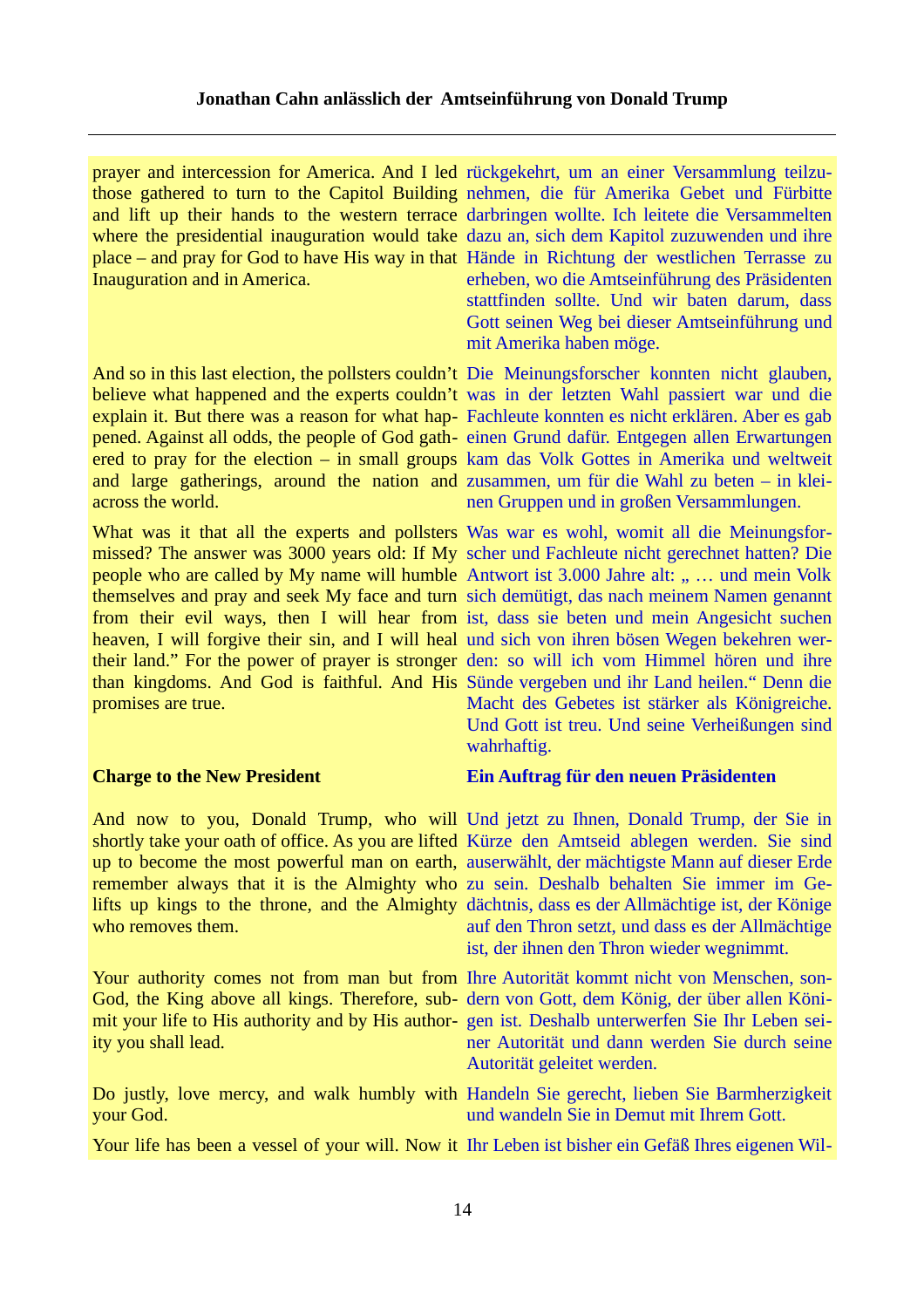prayer and intercession for America. And I led those gathered to turn to the Capitol Building and lift up their hands to the western terrace where the presidential inauguration would take place – and pray for God to have His way in that Inauguration and in America.

rückgekehrt, um an einer Versammlung teilzunehmen, die für Amerika Gebet und Fürbitte darbringen wollte. Ich leitete die Versammelten dazu an, sich dem Kapitol zuzuwenden und ihre Hände in Richtung der westlichen Terrasse zu erheben, wo die Amtseinführung des Präsidenten stattfinden sollte. Und wir baten darum, dass Gott seinen Weg bei dieser Amtseinführung und mit Amerika haben möge.

And so in this last election, the pollsters couldn't believe what happened and the experts couldn't explain it. But there was a reason for what happened. Against all odds, the people of God gathered to pray for the election – in small groups and large gatherings, around the nation and across the world.

Die Meinungsforscher konnten nicht glauben, was in der letzten Wahl passiert war und die Fachleute konnten es nicht erklären. Aber es gab einen Grund dafür. Entgegen allen Erwartungen kam das Volk Gottes in Amerika und weltweit zusammen, um für die Wahl zu beten – in kleinen Gruppen und in großen Versammlungen.

What was it that all the experts and pollsters missed? The answer was 3000 years old: If My people who are called by My name will humble themselves and pray and seek My face and turn from their evil ways, then I will hear from heaven, I will forgive their sin, and I will heal their land." For the power of prayer is stronger than kingdoms. And God is faithful. And His promises are true.

Was war es wohl, womit all die Meinungsforscher und Fachleute nicht gerechnet hatten? Die Antwort ist 3.000 Jahre alt: „ … und mein Volk sich demütigt, das nach meinem Namen genannt ist, dass sie beten und mein Angesicht suchen und sich von ihren bösen Wegen bekehren werden: so will ich vom Himmel hören und ihre Sünde vergeben und ihr Land heilen." Denn die Macht des Gebetes ist stärker als Königreiche. Und Gott ist treu. Und seine Verheißungen sind wahrhaftig.

**Charge to the New President**

**Ein Auftrag für den neuen Präsidenten**

And now to you, Donald Trump, who will shortly take your oath of office. As you are lifted up to become the most powerful man on earth, remember always that it is the Almighty who lifts up kings to the throne, and the Almighty who removes them.

Und jetzt zu Ihnen, Donald Trump, der Sie in Kürze den Amtseid ablegen werden. Sie sind auserwählt, der mächtigste Mann auf dieser Erde zu sein. Deshalb behalten Sie immer im Gedächtnis, dass es der Allmächtige ist, der Könige auf den Thron setzt, und dass es der Allmächtige ist, der ihnen den Thron wieder wegnimmt.

Your authority comes not from man but from God, the King above all kings. Therefore, submit your life to His authority and by His authority you shall lead.

Ihre Autorität kommt nicht von Menschen, sondern von Gott, dem König, der über allen Königen ist. Deshalb unterwerfen Sie Ihr Leben seiner Autorität und dann werden Sie durch seine Autorität geleitet werden.

Do justly, love mercy, and walk humbly with your God.

Handeln Sie gerecht, lieben Sie Barmherzigkeit und wandeln Sie in Demut mit Ihrem Gott.

Your life has been a vessel of your will. Now it

Ihr Leben ist bisher ein Gefäß Ihres eigenen Wil-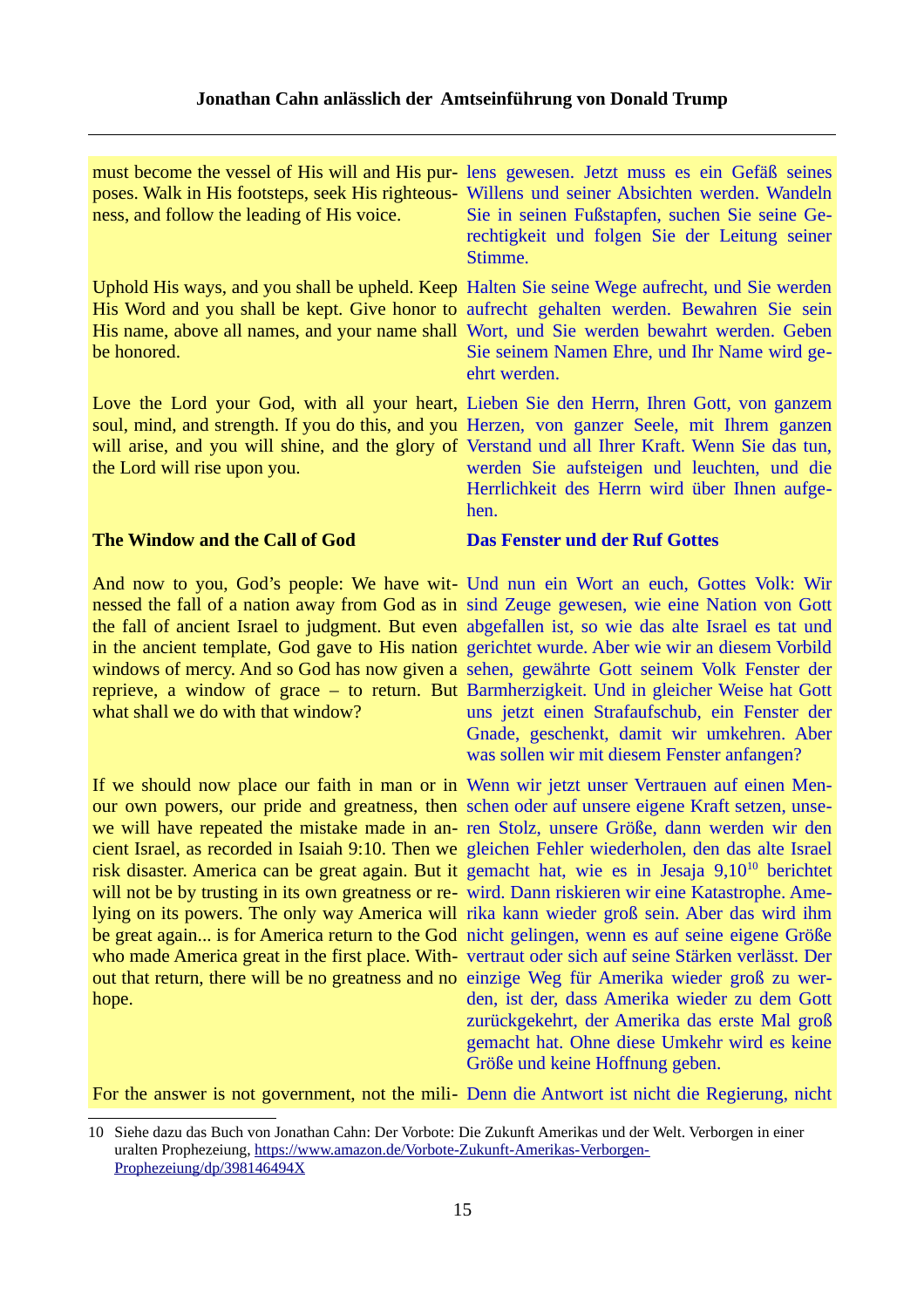| | |
|---|---|
| must become the vessel of His will and His purposes. Walk in His footsteps, seek His righteousness, and follow the leading of His voice. | lens gewesen. Jetzt muss es ein Gefäß seines Willens und seiner Absichten werden. Wandeln Sie in seinen Fußstapfen, suchen Sie seine Gerechtigkeit und folgen Sie der Leitung seiner Stimme. |
| Uphold His ways, and you shall be upheld. Keep His Word and you shall be kept. Give honor to His name, above all names, and your name shall be honored. | Halten Sie seine Wege aufrecht, und Sie werden aufrecht gehalten werden. Bewahren Sie sein Wort, und Sie werden bewahrt werden. Geben Sie seinem Namen Ehre, und Ihr Name wird geehrt werden. |
| Love the Lord your God, with all your heart, soul, mind, and strength. If you do this, and you will arise, and you will shine, and the glory of the Lord will rise upon you. | Lieben Sie den Herrn, Ihren Gott, von ganzem Herzen, von ganzer Seele, mit Ihrem ganzen Verstand und all Ihrer Kraft. Wenn Sie das tun, werden Sie aufsteigen und leuchten, und die Herrlichkeit des Herrn wird über Ihnen aufgehen. |
| **The Window and the Call of God** | **Das Fenster und der Ruf Gottes** |
| And now to you, God's people: We have witnessed the fall of a nation away from God as in the fall of ancient Israel to judgment. But even in the ancient template, God gave to His nation windows of mercy. And so God has now given a reprieve, a window of grace – to return. But what shall we do with that window? | Und nun ein Wort an euch, Gottes Volk: Wir sind Zeuge gewesen, wie eine Nation von Gott abgefallen ist, so wie das alte Israel es tat und gerichtet wurde. Aber wie wir an diesem Vorbild sehen, gewährte Gott seinem Volk Fenster der Barmherzigkeit. Und in gleicher Weise hat Gott uns jetzt einen Strafaufschub, ein Fenster der Gnade, geschenkt, damit wir umkehren. Aber was sollen wir mit diesem Fenster anfangen? |
| If we should now place our faith in man or in our own powers, our pride and greatness, then we will have repeated the mistake made in ancient Israel, as recorded in Isaiah 9:10. Then we risk disaster. America can be great again. But it will not be by trusting in its own greatness or relying on its powers. The only way America will be great again... is for America return to the God who made America great in the first place. Without that return, there will be no greatness and no hope. | Wenn wir jetzt unser Vertrauen auf einen Menschen oder auf unsere eigene Kraft setzen, unseren Stolz, unsere Größe, dann werden wir den gleichen Fehler wiederholen, den das alte Israel gemacht hat, wie es in Jesaja 9,10[10] berichtet wird. Dann riskieren wir eine Katastrophe. Amerika kann wieder groß sein. Aber das wird ihm nicht gelingen, wenn es auf seine eigene Größe vertraut oder sich auf seine Stärken verlässt. Der einzige Weg für Amerika wieder groß zu werden, ist der, dass Amerika wieder zu dem Gott zurückgekehrt, der Amerika das erste Mal groß gemacht hat. Ohne diese Umkehr wird es keine Größe und keine Hoffnung geben. |
| For the answer is not government, not the mili- | Denn die Antwort ist nicht die Regierung, nicht |

10 Siehe dazu das Buch von Jonathan Cahn: Der Vorbote: Die Zukunft Amerikas und der Welt. Verborgen in einer uralten Prophezeiung, https://www.amazon.de/Vorbote-Zukunft-Amerikas-Verborgen-Prophezeiung/dp/398146494X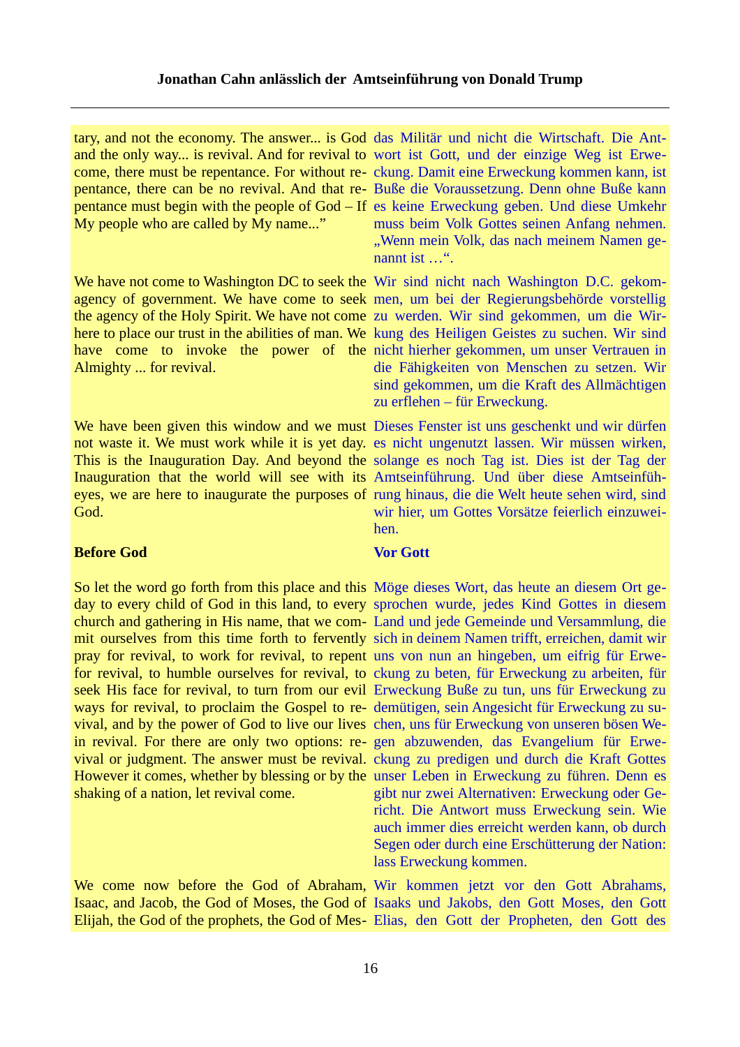tary, and not the economy. The answer... is God and the only way... is revival. And for revival to come, there must be repentance. For without repentance, there can be no revival. And that repentance must begin with the people of God – If My people who are called by My name..."

das Militär und nicht die Wirtschaft. Die Antwort ist Gott, und der einzige Weg ist Erweckung. Damit eine Erweckung kommen kann, ist Buße die Voraussetzung. Denn ohne Buße kann es keine Erweckung geben. Und diese Umkehr muss beim Volk Gottes seinen Anfang nehmen. „Wenn mein Volk, das nach meinem Namen genannt ist …".

We have not come to Washington DC to seek the agency of government. We have come to seek the agency of the Holy Spirit. We have not come here to place our trust in the abilities of man. We have come to invoke the power of the Almighty ... for revival.

Wir sind nicht nach Washington D.C. gekommen, um bei der Regierungsbehörde vorstellig zu werden. Wir sind gekommen, um die Wirkung des Heiligen Geistes zu suchen. Wir sind nicht hierher gekommen, um unser Vertrauen in die Fähigkeiten von Menschen zu setzen. Wir sind gekommen, um die Kraft des Allmächtigen zu erflehen – für Erweckung.

We have been given this window and we must not waste it. We must work while it is yet day. This is the Inauguration Day. And beyond the Inauguration that the world will see with its eyes, we are here to inaugurate the purposes of God.

Dieses Fenster ist uns geschenkt und wir dürfen es nicht ungenutzt lassen. Wir müssen wirken, solange es noch Tag ist. Dies ist der Tag der Amtseinführung. Und über diese Amtseinführung hinaus, die die Welt heute sehen wird, sind wir hier, um Gottes Vorsätze feierlich einzuweihen.

**Before God**

**Vor Gott**

So let the word go forth from this place and this day to every child of God in this land, to every church and gathering in His name, that we commit ourselves from this time forth to fervently pray for revival, to work for revival, to repent for revival, to humble ourselves for revival, to seek His face for revival, to turn from our evil ways for revival, to proclaim the Gospel to revival, and by the power of God to live our lives in revival. For there are only two options: revival or judgment. The answer must be revival. However it comes, whether by blessing or by the shaking of a nation, let revival come.

Möge dieses Wort, das heute an diesem Ort gesprochen wurde, jedes Kind Gottes in diesem Land und jede Gemeinde und Versammlung, die sich in deinem Namen trifft, erreichen, damit wir uns von nun an hingeben, um eifrig für Erweckung zu beten, für Erweckung zu arbeiten, für Erweckung Buße zu tun, uns für Erweckung zu demütigen, sein Angesicht für Erweckung zu suchen, uns für Erweckung von unseren bösen Wegen abzuwenden, das Evangelium für Erweckung zu predigen und durch die Kraft Gottes unser Leben in Erweckung zu führen. Denn es gibt nur zwei Alternativen: Erweckung oder Gericht. Die Antwort muss Erweckung sein. Wie auch immer dies erreicht werden kann, ob durch Segen oder durch eine Erschütterung der Nation: lass Erweckung kommen.

We come now before the God of Abraham, Isaac, and Jacob, the God of Moses, the God of Elijah, the God of the prophets, the God of Mes-

Wir kommen jetzt vor den Gott Abrahams, Isaaks und Jakobs, den Gott Moses, den Gott Elias, den Gott der Propheten, den Gott des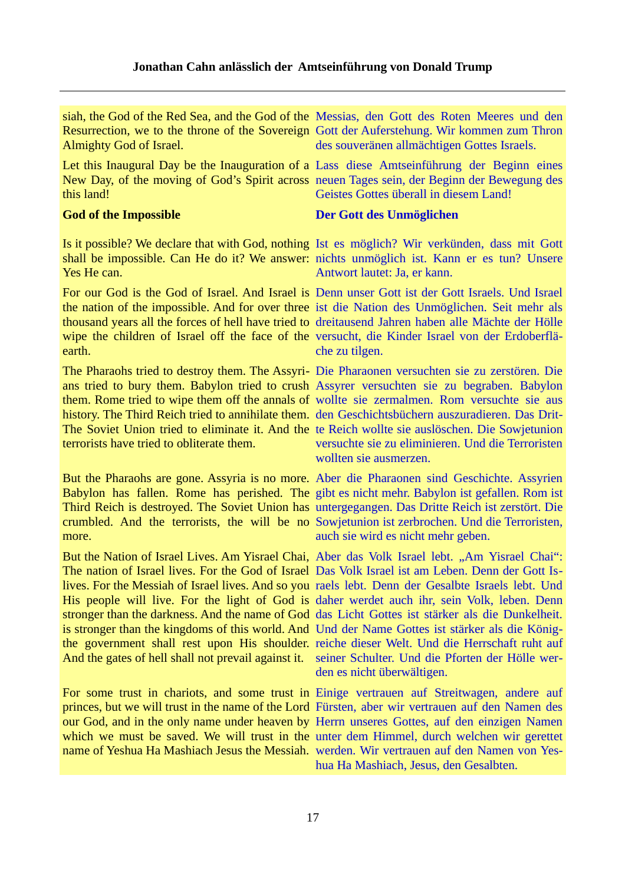siah, the God of the Red Sea, and the God of the Resurrection, we to the throne of the Sovereign Almighty God of Israel.

Messias, den Gott des Roten Meeres und den Gott der Auferstehung. Wir kommen zum Thron des souveränen allmächtigen Gottes Israels.

Let this Inaugural Day be the Inauguration of a New Day, of the moving of God's Spirit across this land!

Lass diese Amtseinführung der Beginn eines neuen Tages sein, der Beginn der Bewegung des Geistes Gottes überall in diesem Land!

**God of the Impossible**

**Der Gott des Unmöglichen**

Is it possible? We declare that with God, nothing shall be impossible. Can He do it? We answer: Yes He can.

Ist es möglich? Wir verkünden, dass mit Gott nichts unmöglich ist. Kann er es tun? Unsere Antwort lautet: Ja, er kann.

For our God is the God of Israel. And Israel is the nation of the impossible. And for over three thousand years all the forces of hell have tried to wipe the children of Israel off the face of the earth.

Denn unser Gott ist der Gott Israels. Und Israel ist die Nation des Unmöglichen. Seit mehr als dreitausend Jahren haben alle Mächte der Hölle versucht, die Kinder Israel von der Erdoberfläche zu tilgen.

The Pharaohs tried to destroy them. The Assyrians tried to bury them. Babylon tried to crush them. Rome tried to wipe them off the annals of history. The Third Reich tried to annihilate them. The Soviet Union tried to eliminate it. And the terrorists have tried to obliterate them.

Die Pharaonen versuchten sie zu zerstören. Die Assyrer versuchten sie zu begraben. Babylon wollte sie zermalmen. Rom versuchte sie aus den Geschichtsbüchern auszuradieren. Das Dritte Reich wollte sie auslöschen. Die Sowjetunion versuchte sie zu eliminieren. Und die Terroristen wollten sie ausmerzen.

But the Pharaohs are gone. Assyria is no more. Babylon has fallen. Rome has perished. The Third Reich is destroyed. The Soviet Union has crumbled. And the terrorists, the will be no more.

Aber die Pharaonen sind Geschichte. Assyrien gibt es nicht mehr. Babylon ist gefallen. Rom ist untergegangen. Das Dritte Reich ist zerstört. Die Sowjetunion ist zerbrochen. Und die Terroristen, auch sie wird es nicht mehr geben.

But the Nation of Israel Lives. Am Yisrael Chai, The nation of Israel lives. For the God of Israel lives. For the Messiah of Israel lives. And so you His people will live. For the light of God is stronger than the darkness. And the name of God is stronger than the kingdoms of this world. And the government shall rest upon His shoulder. And the gates of hell shall not prevail against it.

Aber das Volk Israel lebt. „Am Yisrael Chai“: Das Volk Israel ist am Leben. Denn der Gott Israels lebt. Denn der Gesalbte Israels lebt. Und daher werdet auch ihr, sein Volk, leben. Denn das Licht Gottes ist stärker als die Dunkelheit. Und der Name Gottes ist stärker als die Königreiche dieser Welt. Und die Herrschaft ruht auf seiner Schulter. Und die Pforten der Hölle werden es nicht überwältigen.

For some trust in chariots, and some trust in princes, but we will trust in the name of the Lord our God, and in the only name under heaven by which we must be saved. We will trust in the name of Yeshua Ha Mashiach Jesus the Messiah.

Einige vertrauen auf Streitwagen, andere auf Fürsten, aber wir vertrauen auf den Namen des Herrn unseres Gottes, auf den einzigen Namen unter dem Himmel, durch welchen wir gerettet werden. Wir vertrauen auf den Namen von Yeshua Ha Mashiach, Jesus, den Gesalbten.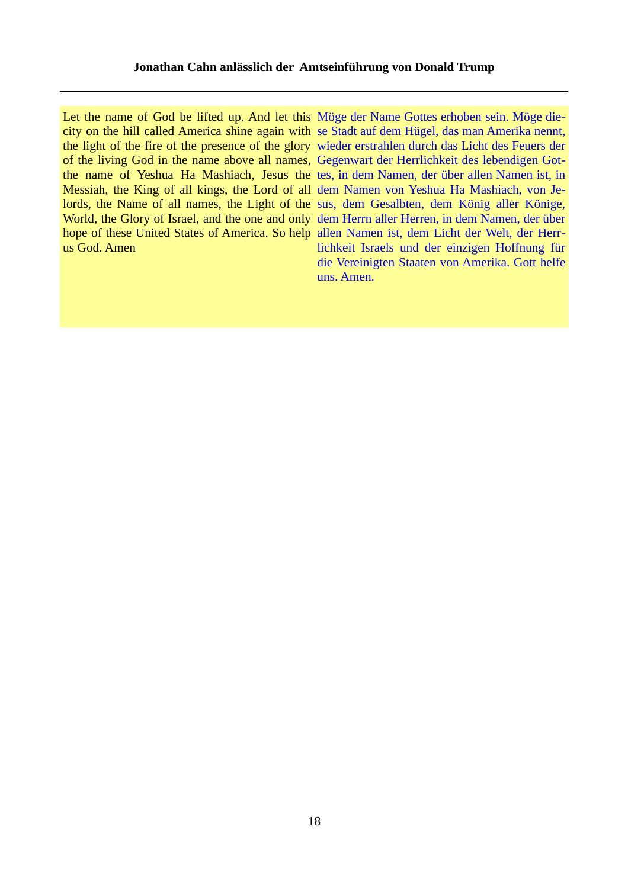**Jonathan Cahn anlässlich der Amtseinführung von Donald Trump**

---

Let the name of God be lifted up. And let this city on the hill called America shine again with the light of the fire of the presence of the glory of the living God in the name above all names, the name of Yeshua Ha Mashiach, Jesus the Messiah, the King of all kings, the Lord of all lords, the Name of all names, the Light of the World, the Glory of Israel, and the one and only hope of these United States of America. So help us God. Amen

Möge der Name Gottes erhoben sein. Möge diese Stadt auf dem Hügel, das man Amerika nennt, wieder erstrahlen durch das Licht des Feuers der Gegenwart der Herrlichkeit des lebendigen Gottes, in dem Namen, der über allen Namen ist, in dem Namen von Yeshua Ha Mashiach, von Jesus, dem Gesalbten, dem König aller Könige, dem Herrn aller Herren, in dem Namen, der über allen Namen ist, dem Licht der Welt, der Herrlichkeit Israels und der einzigen Hoffnung für die Vereinigten Staaten von Amerika. Gott helfe uns. Amen.